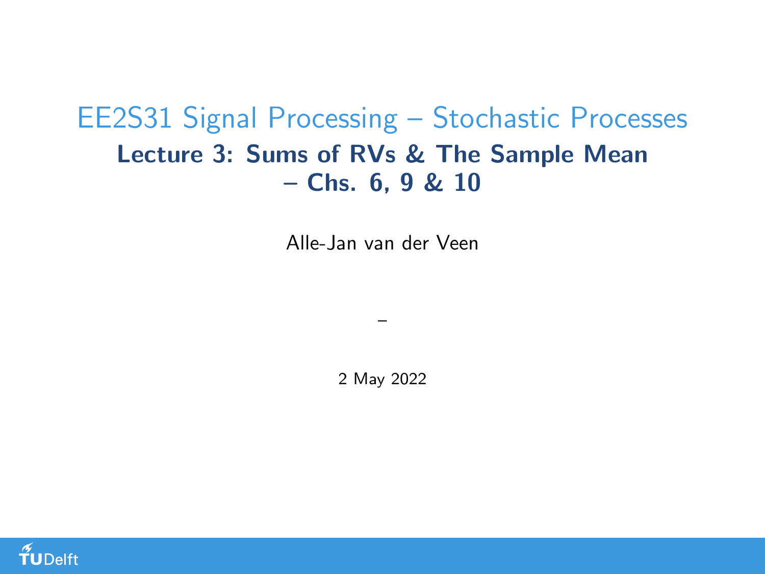# EE2S31 Signal Processing – Stochastic Processes

## Lecture 3: Sums of RVs & The Sample Mean – Chs. 6, 9 & 10

Alle-Jan van der Veen

–

2 May 2022

TUDelft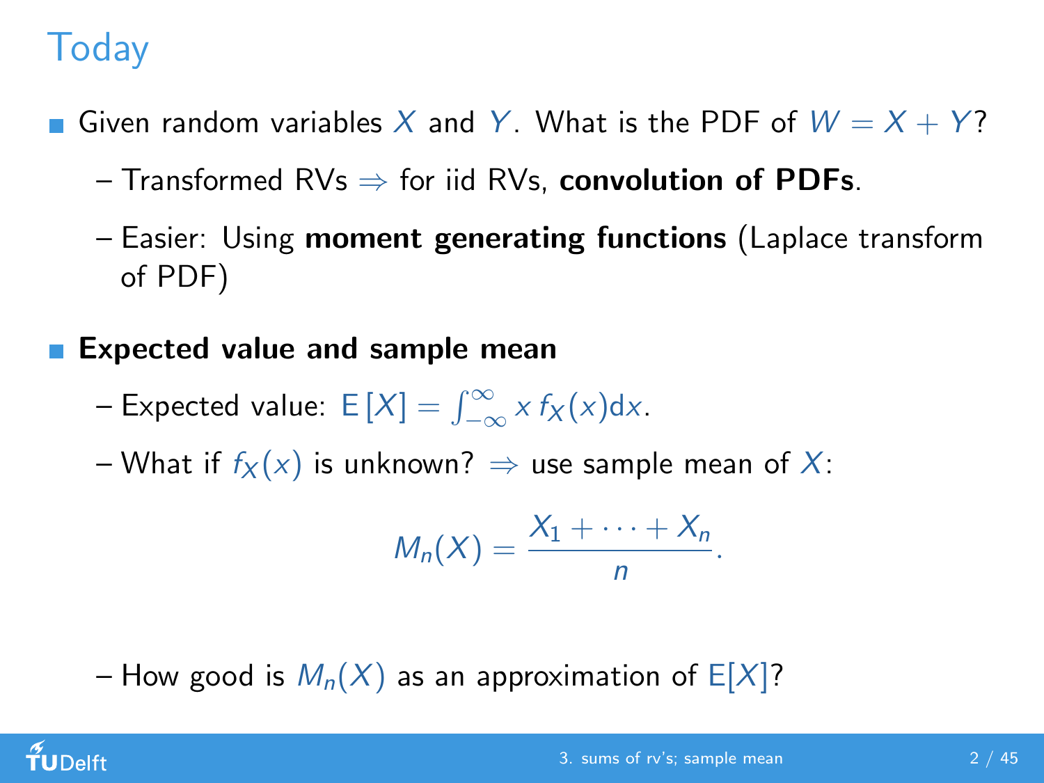# Today

- Given random variables $X$ and $Y$. What is the PDF of $W = X + Y$?
  - Transformed RVs $\Rightarrow$ for iid RVs, **convolution of PDFs**.
  - Easier: Using **moment generating functions** (Laplace transform of PDF)
- **Expected value and sample mean**
  - Expected value: $\mathrm{E}[X] = \int_{-\infty}^{\infty} x\, f_X(x) \mathrm{d}x$.
  - What if $f_X(x)$ is unknown? $\Rightarrow$ use sample mean of $X$:

$$M_n(X) = \frac{X_1 + \cdots + X_n}{n}.$$

  - How good is $M_n(X)$ as an approximation of $\mathrm{E}[X]$?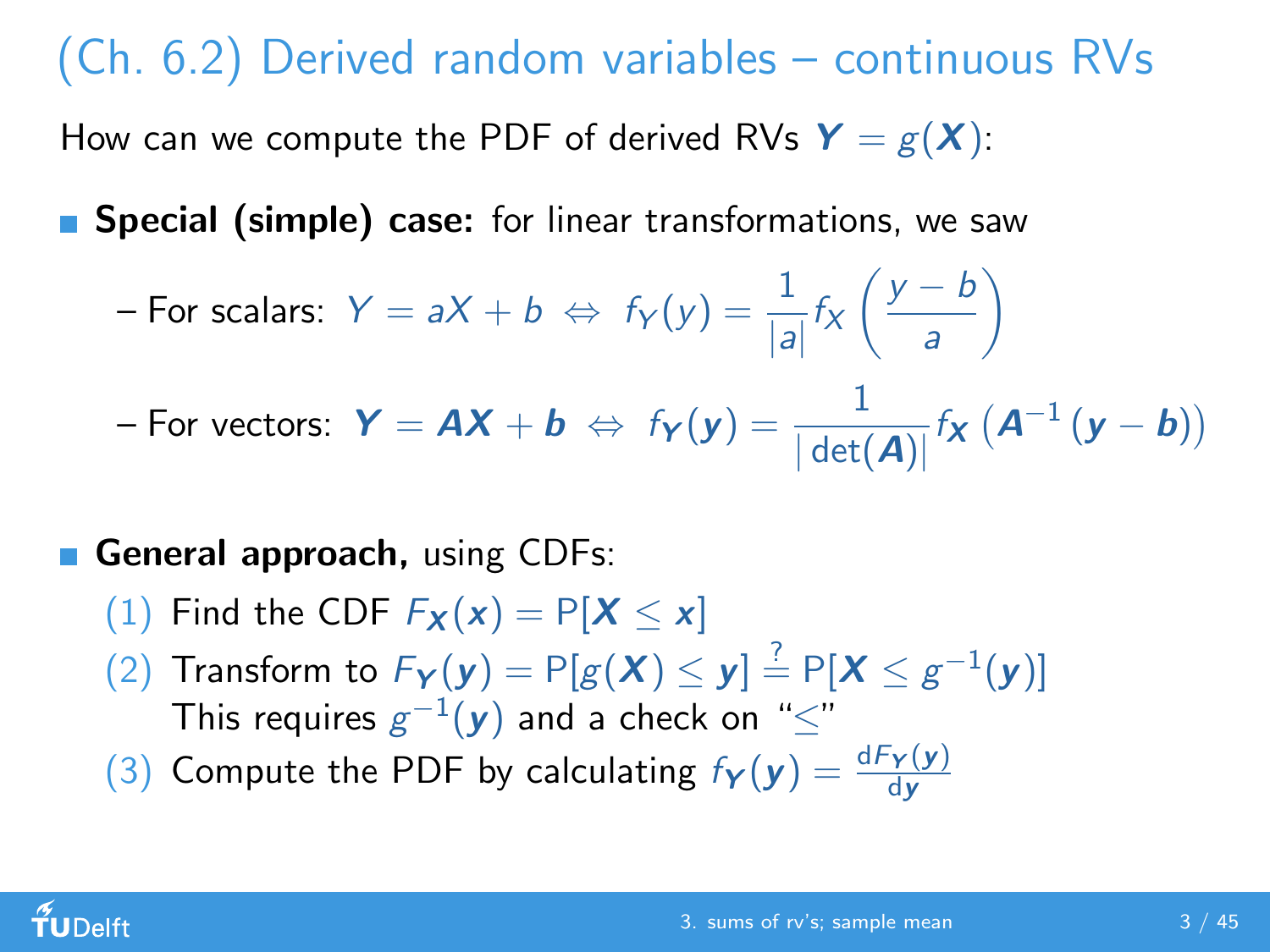# (Ch. 6.2) Derived random variables – continuous RVs

How can we compute the PDF of derived RVs $\boldsymbol{Y} = g(\boldsymbol{X})$:

- **Special (simple) case:** for linear transformations, we saw

  – For scalars: $Y = aX + b \;\Leftrightarrow\; f_Y(y) = \frac{1}{|a|} f_X\left(\frac{y-b}{a}\right)$

  – For vectors: $\boldsymbol{Y} = \boldsymbol{A}\boldsymbol{X} + \boldsymbol{b} \;\Leftrightarrow\; f_{\boldsymbol{Y}}(\boldsymbol{y}) = \frac{1}{|\det(\boldsymbol{A})|} f_{\boldsymbol{X}}\left(\boldsymbol{A}^{-1}(\boldsymbol{y} - \boldsymbol{b})\right)$

- **General approach,** using CDFs:

  (1) Find the CDF $F_{\boldsymbol{X}}(\boldsymbol{x}) = \mathrm{P}[\boldsymbol{X} \leq \boldsymbol{x}]$

  (2) Transform to $F_{\boldsymbol{Y}}(\boldsymbol{y}) = \mathrm{P}[g(\boldsymbol{X}) \leq \boldsymbol{y}] \stackrel{?}{=} \mathrm{P}[\boldsymbol{X} \leq g^{-1}(\boldsymbol{y})]$
  This requires $g^{-1}(\boldsymbol{y})$ and a check on "$\leq$"

  (3) Compute the PDF by calculating $f_{\boldsymbol{Y}}(\boldsymbol{y}) = \frac{\mathrm{d}F_{\boldsymbol{Y}}(\boldsymbol{y})}{\mathrm{d}\boldsymbol{y}}$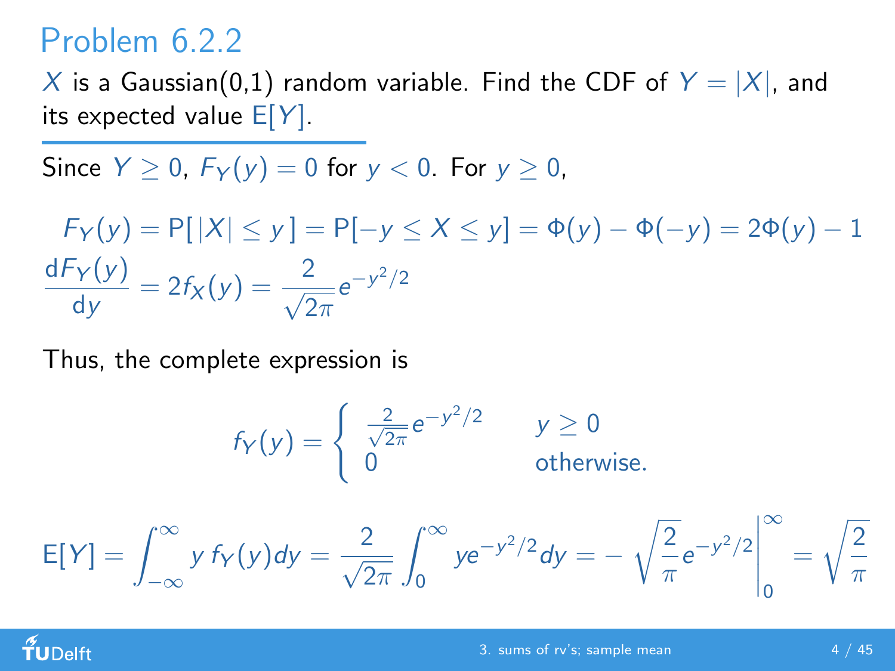## Problem 6.2.2

$X$ is a Gaussian(0,1) random variable. Find the CDF of $Y = |X|$, and its expected value $\mathrm{E}[Y]$.

Since $Y \geq 0$, $F_Y(y) = 0$ for $y < 0$. For $y \geq 0$,

$$F_Y(y) = \mathrm{P}[\,|X| \leq y\,] = \mathrm{P}[-y \leq X \leq y] = \Phi(y) - \Phi(-y) = 2\Phi(y) - 1$$

$$\frac{\mathrm{d}F_Y(y)}{\mathrm{d}y} = 2f_X(y) = \frac{2}{\sqrt{2\pi}} e^{-y^2/2}$$

Thus, the complete expression is

$$f_Y(y) = \begin{cases} \frac{2}{\sqrt{2\pi}} e^{-y^2/2} & y \geq 0 \\ 0 & \text{otherwise.} \end{cases}$$

$$\mathrm{E}[Y] = \int_{-\infty}^{\infty} y\, f_Y(y) dy = \frac{2}{\sqrt{2\pi}} \int_0^{\infty} y e^{-y^2/2} dy = -\sqrt{\frac{2}{\pi}} e^{-y^2/2} \Big|_0^{\infty} = \sqrt{\frac{2}{\pi}}$$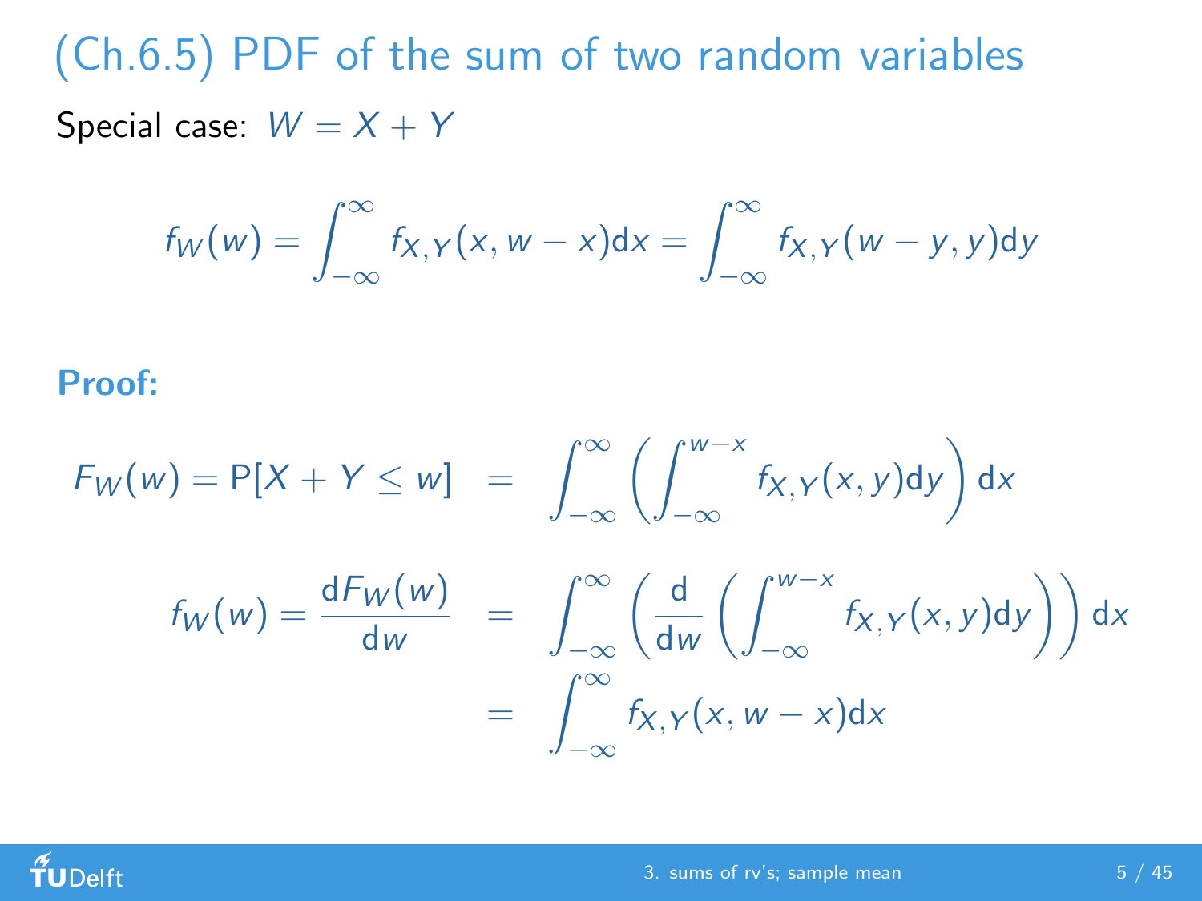# (Ch.6.5) PDF of the sum of two random variables

Special case: $W = X + Y$

$$f_W(w) = \int_{-\infty}^{\infty} f_{X,Y}(x, w-x)\mathrm{d}x = \int_{-\infty}^{\infty} f_{X,Y}(w-y, y)\mathrm{d}y$$

**Proof:**

$$F_W(w) = \mathrm{P}[X + Y \leq w] = \int_{-\infty}^{\infty} \left( \int_{-\infty}^{w-x} f_{X,Y}(x,y)\mathrm{d}y \right) \mathrm{d}x$$

$$f_W(w) = \frac{\mathrm{d}F_W(w)}{\mathrm{d}w} = \int_{-\infty}^{\infty} \left( \frac{\mathrm{d}}{\mathrm{d}w} \left( \int_{-\infty}^{w-x} f_{X,Y}(x,y)\mathrm{d}y \right) \right) \mathrm{d}x$$

$$= \int_{-\infty}^{\infty} f_{X,Y}(x, w-x)\mathrm{d}x$$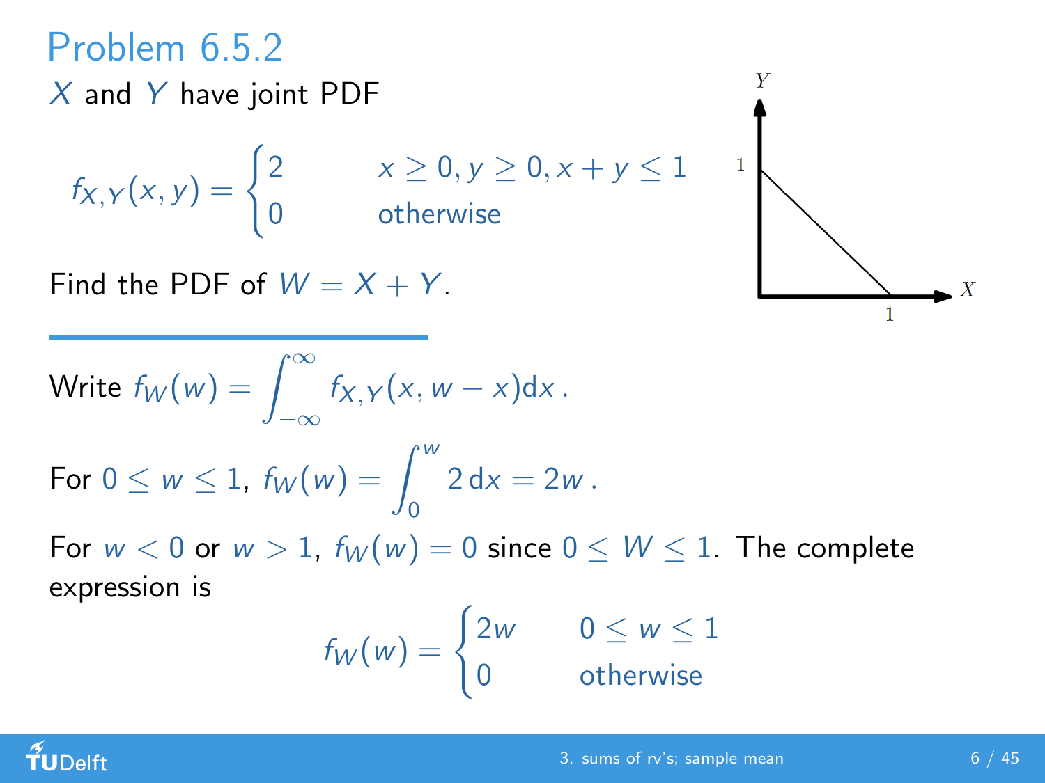# Problem 6.5.2

$X$ and $Y$ have joint PDF

$$f_{X,Y}(x,y) = \begin{cases} 2 & x \geq 0, y \geq 0, x + y \leq 1 \\ 0 & \text{otherwise} \end{cases}$$

Find the PDF of $W = X + Y$.

---

Write $f_W(w) = \int_{-\infty}^{\infty} f_{X,Y}(x, w - x) \mathrm{d}x$ .

For $0 \leq w \leq 1$, $f_W(w) = \int_0^w 2 \, \mathrm{d}x = 2w$ .

For $w < 0$ or $w > 1$, $f_W(w) = 0$ since $0 \leq W \leq 1$. The complete expression is

$$f_W(w) = \begin{cases} 2w & 0 \leq w \leq 1 \\ 0 & \text{otherwise} \end{cases}$$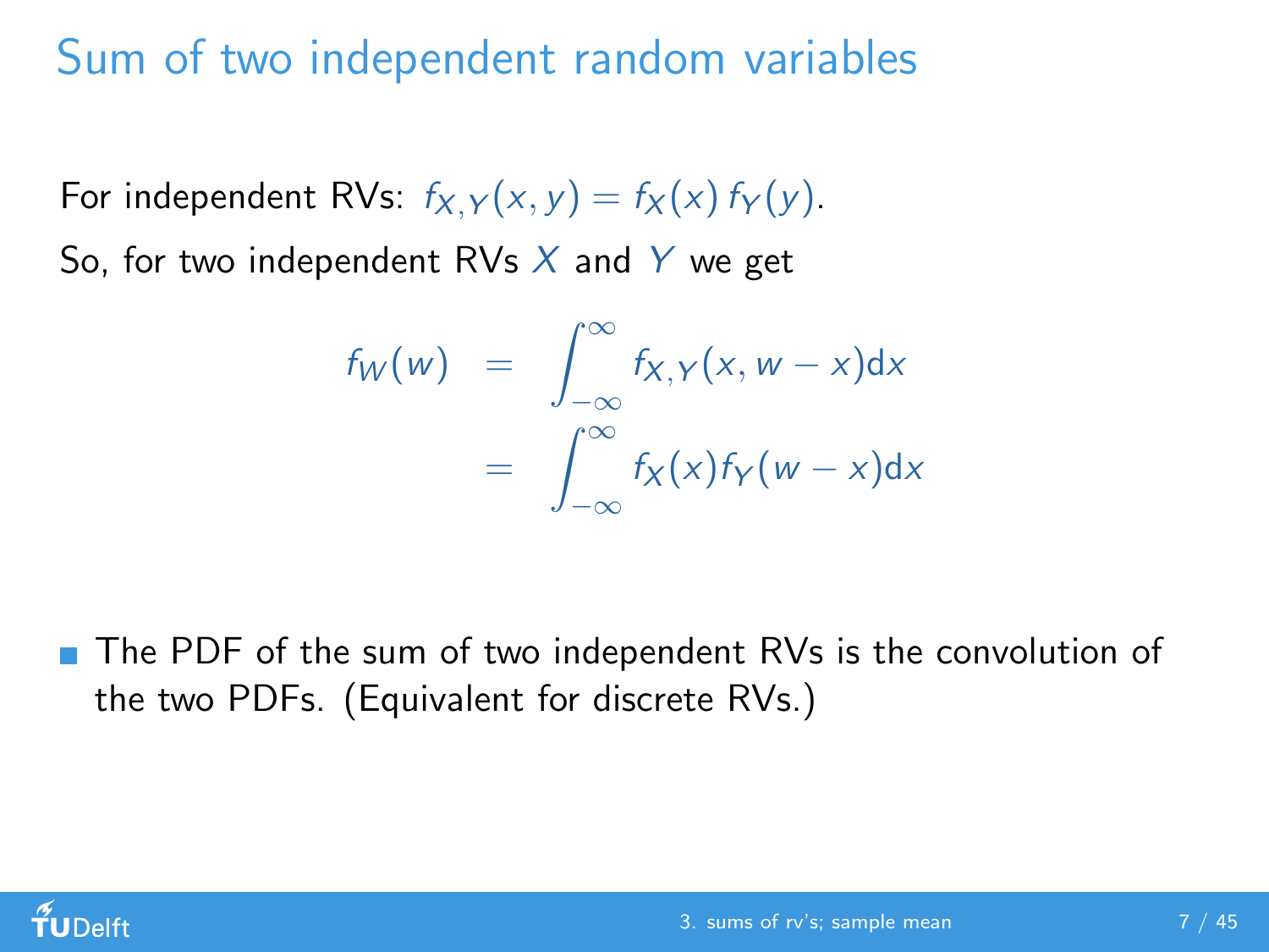# Sum of two independent random variables

For independent RVs: $f_{X,Y}(x,y) = f_X(x)\, f_Y(y)$.

So, for two independent RVs $X$ and $Y$ we get

$$
\begin{aligned}
f_W(w) &= \int_{-\infty}^{\infty} f_{X,Y}(x, w-x)\mathrm{d}x \\
&= \int_{-\infty}^{\infty} f_X(x) f_Y(w-x)\mathrm{d}x
\end{aligned}
$$

- The PDF of the sum of two independent RVs is the convolution of the two PDFs. (Equivalent for discrete RVs.)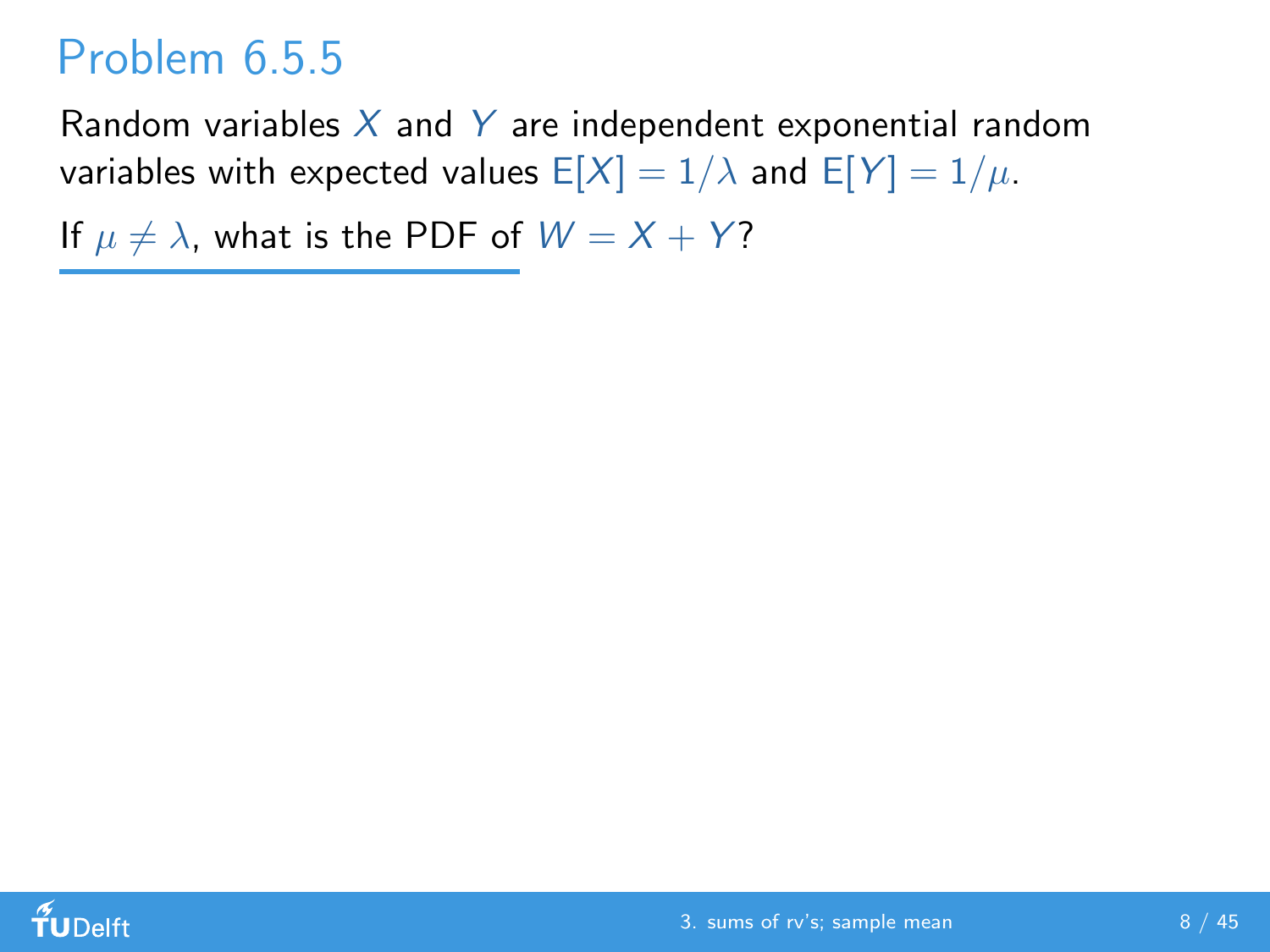# Problem 6.5.5

Random variables $X$ and $Y$ are independent exponential random variables with expected values $E[X] = 1/\lambda$ and $E[Y] = 1/\mu$.

If $\mu \neq \lambda$, what is the PDF of $W = X + Y$?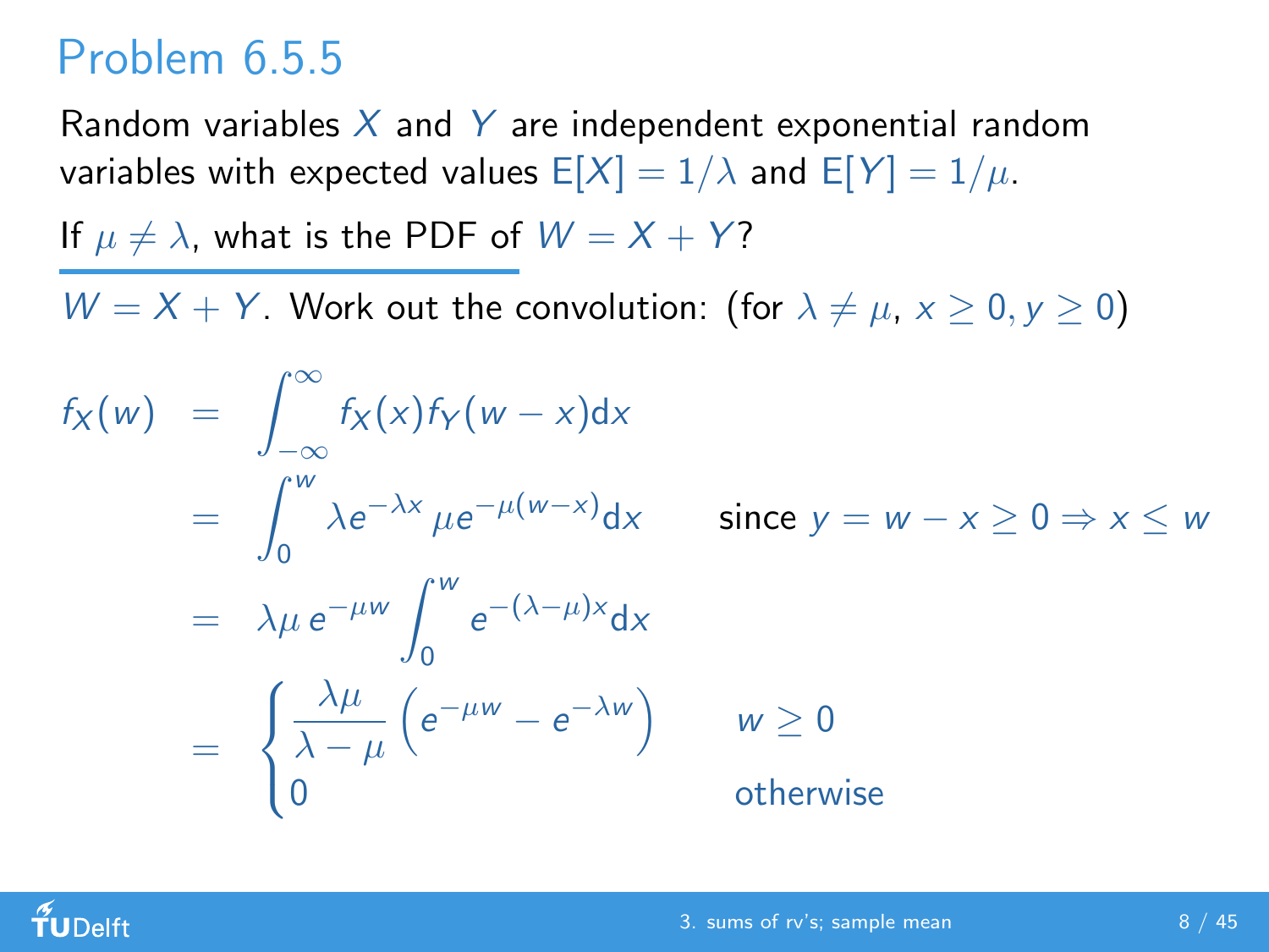# Problem 6.5.5

Random variables $X$ and $Y$ are independent exponential random variables with expected values $E[X] = 1/\lambda$ and $E[Y] = 1/\mu$.

If $\mu \neq \lambda$, what is the PDF of $W = X + Y$?

$W = X + Y$. Work out the convolution: (for $\lambda \neq \mu$, $x \geq 0, y \geq 0$)

$$
\begin{aligned}
f_X(w) &= \int_{-\infty}^{\infty} f_X(x) f_Y(w-x) \mathrm{d}x \\
&= \int_0^w \lambda e^{-\lambda x} \, \mu e^{-\mu(w-x)} \mathrm{d}x \qquad \text{since } y = w - x \geq 0 \Rightarrow x \leq w \\
&= \lambda\mu \, e^{-\mu w} \int_0^w e^{-(\lambda-\mu)x} \mathrm{d}x \\
&= \begin{cases} \dfrac{\lambda\mu}{\lambda-\mu}\left(e^{-\mu w} - e^{-\lambda w}\right) & w \geq 0 \\ 0 & \text{otherwise} \end{cases}
\end{aligned}
$$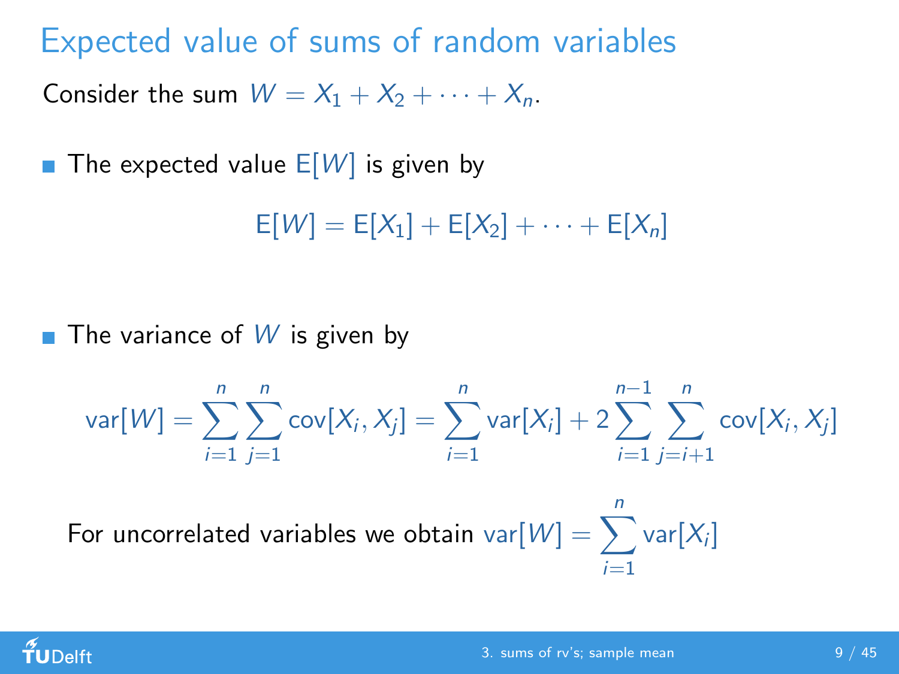# Expected value of sums of random variables

Consider the sum $W = X_1 + X_2 + \cdots + X_n$.

- The expected value $\mathrm{E}[W]$ is given by

$$\mathrm{E}[W] = \mathrm{E}[X_1] + \mathrm{E}[X_2] + \cdots + \mathrm{E}[X_n]$$

- The variance of $W$ is given by

$$\mathrm{var}[W] = \sum_{i=1}^{n} \sum_{j=1}^{n} \mathrm{cov}[X_i, X_j] = \sum_{i=1}^{n} \mathrm{var}[X_i] + 2 \sum_{i=1}^{n-1} \sum_{j=i+1}^{n} \mathrm{cov}[X_i, X_j]$$

  For uncorrelated variables we obtain $\mathrm{var}[W] = \sum_{i=1}^{n} \mathrm{var}[X_i]$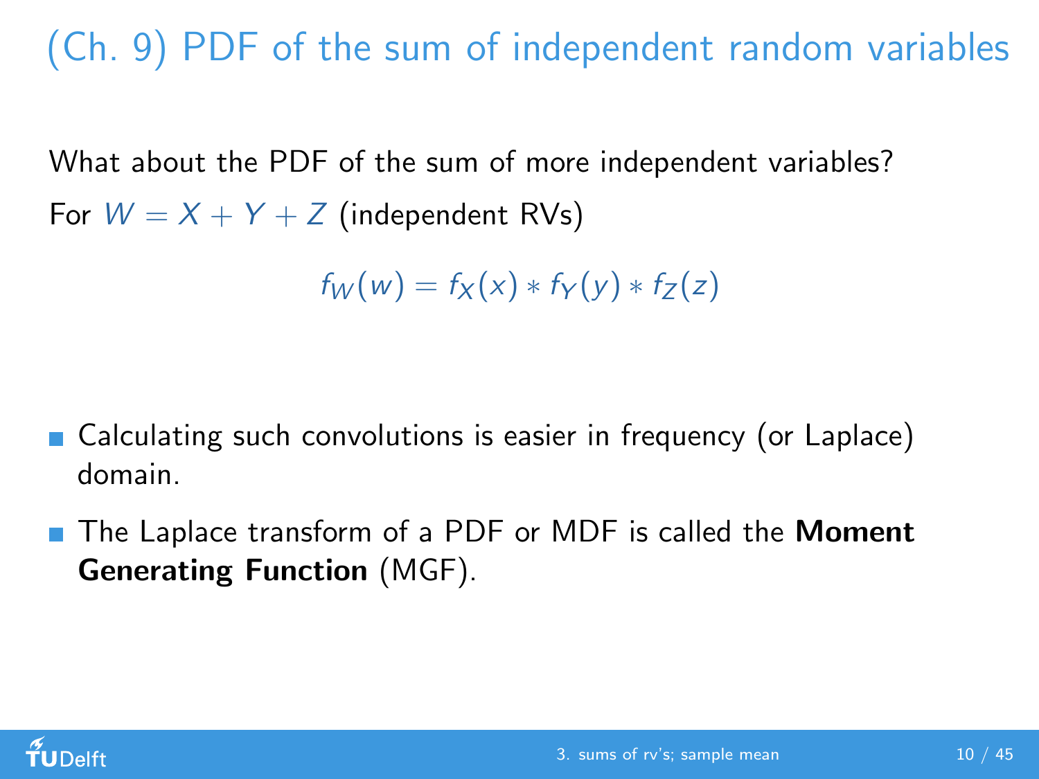# (Ch. 9) PDF of the sum of independent random variables

What about the PDF of the sum of more independent variables?

For $W = X + Y + Z$ (independent RVs)

$$f_W(w) = f_X(x) * f_Y(y) * f_Z(z)$$

- Calculating such convolutions is easier in frequency (or Laplace) domain.
- The Laplace transform of a PDF or MDF is called the **Moment Generating Function** (MGF).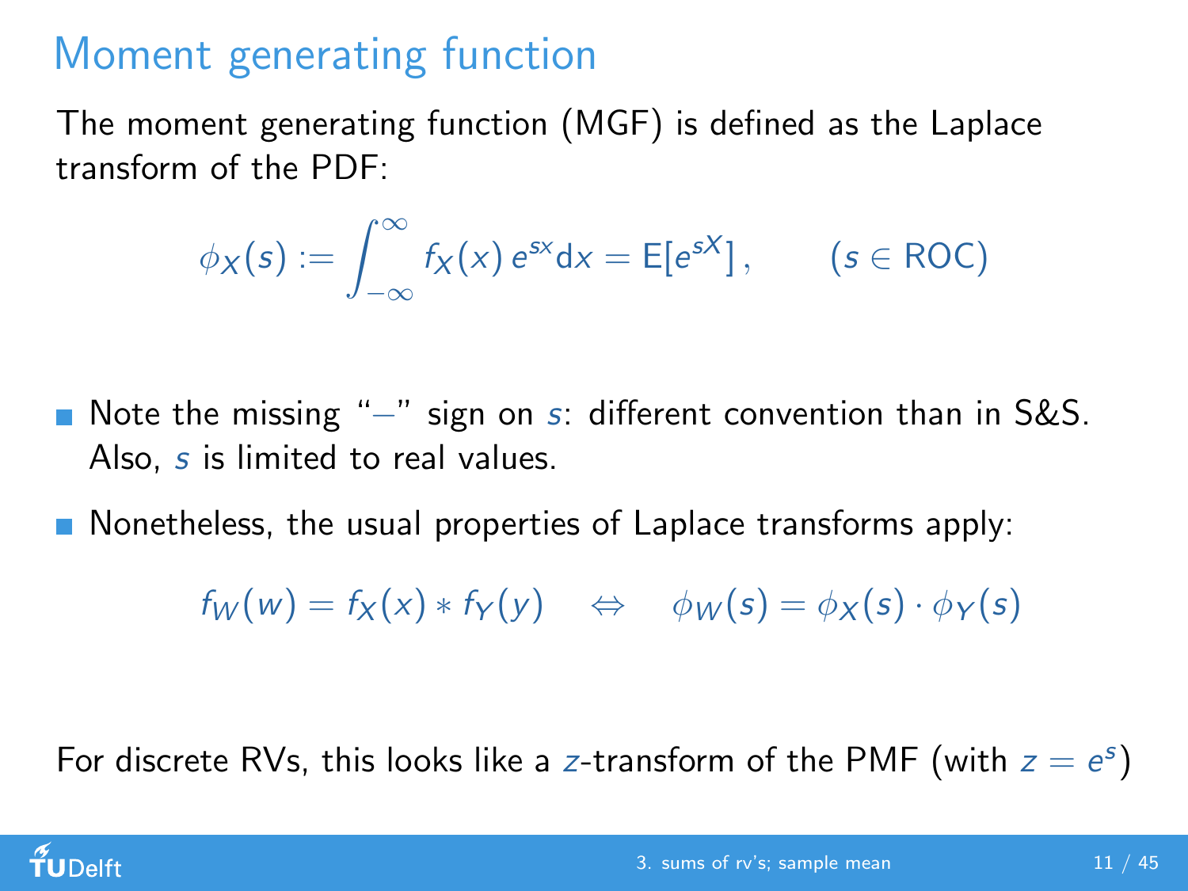# Moment generating function

The moment generating function (MGF) is defined as the Laplace transform of the PDF:

$$\phi_X(s) := \int_{-\infty}^{\infty} f_X(x)\, e^{sx} \mathrm{d}x = \mathrm{E}[e^{sX}]\,, \qquad (s \in \mathrm{ROC})$$

- Note the missing "$-$" sign on $s$: different convention than in S&S. Also, $s$ is limited to real values.
- Nonetheless, the usual properties of Laplace transforms apply:

$$f_W(w) = f_X(x) * f_Y(y) \quad \Leftrightarrow \quad \phi_W(s) = \phi_X(s) \cdot \phi_Y(s)$$

For discrete RVs, this looks like a $z$-transform of the PMF (with $z = e^s$)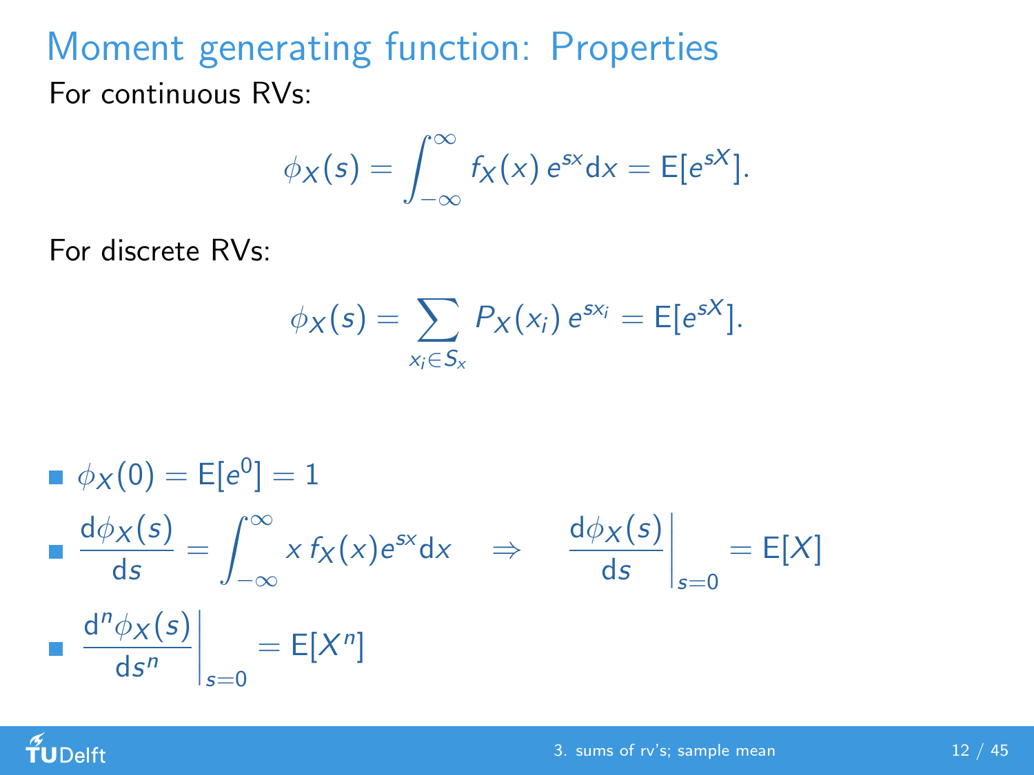# Moment generating function: Properties

For continuous RVs:

$$\phi_X(s) = \int_{-\infty}^{\infty} f_X(x)\, e^{sx} \mathrm{d}x = \mathrm{E}[e^{sX}].$$

For discrete RVs:

$$\phi_X(s) = \sum_{x_i \in S_x} P_X(x_i)\, e^{sx_i} = \mathrm{E}[e^{sX}].$$

- $\phi_X(0) = \mathrm{E}[e^0] = 1$
- $\dfrac{\mathrm{d}\phi_X(s)}{\mathrm{d}s} = \displaystyle\int_{-\infty}^{\infty} x\, f_X(x) e^{sx} \mathrm{d}x \quad \Rightarrow \quad \left.\dfrac{\mathrm{d}\phi_X(s)}{\mathrm{d}s}\right|_{s=0} = \mathrm{E}[X]$
- $\left.\dfrac{\mathrm{d}^n\phi_X(s)}{\mathrm{d}s^n}\right|_{s=0} = \mathrm{E}[X^n]$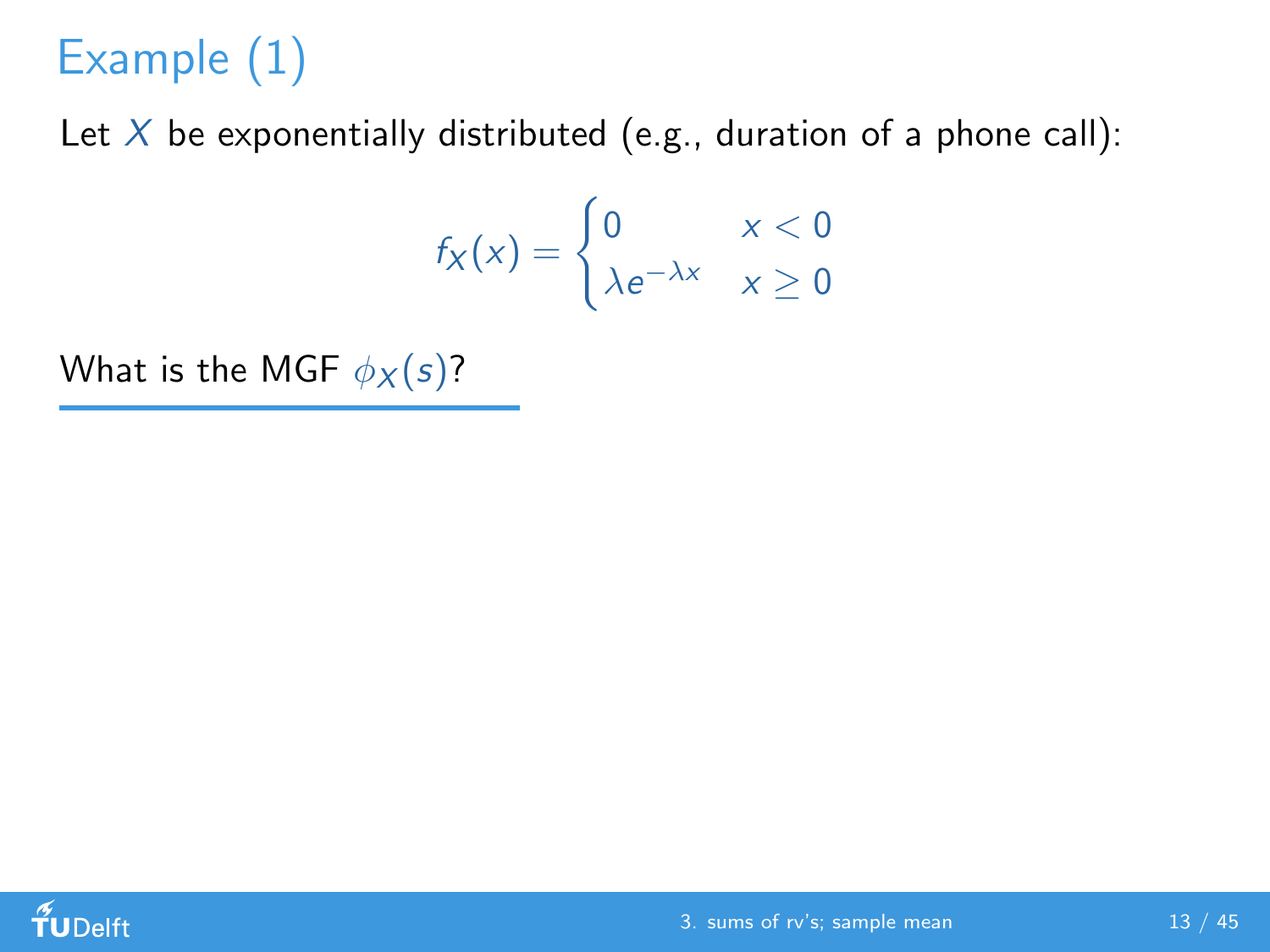# Example (1)

Let $X$ be exponentially distributed (e.g., duration of a phone call):

$$f_X(x) = \begin{cases} 0 & x < 0 \\ \lambda e^{-\lambda x} & x \geq 0 \end{cases}$$

What is the MGF $\phi_X(s)$?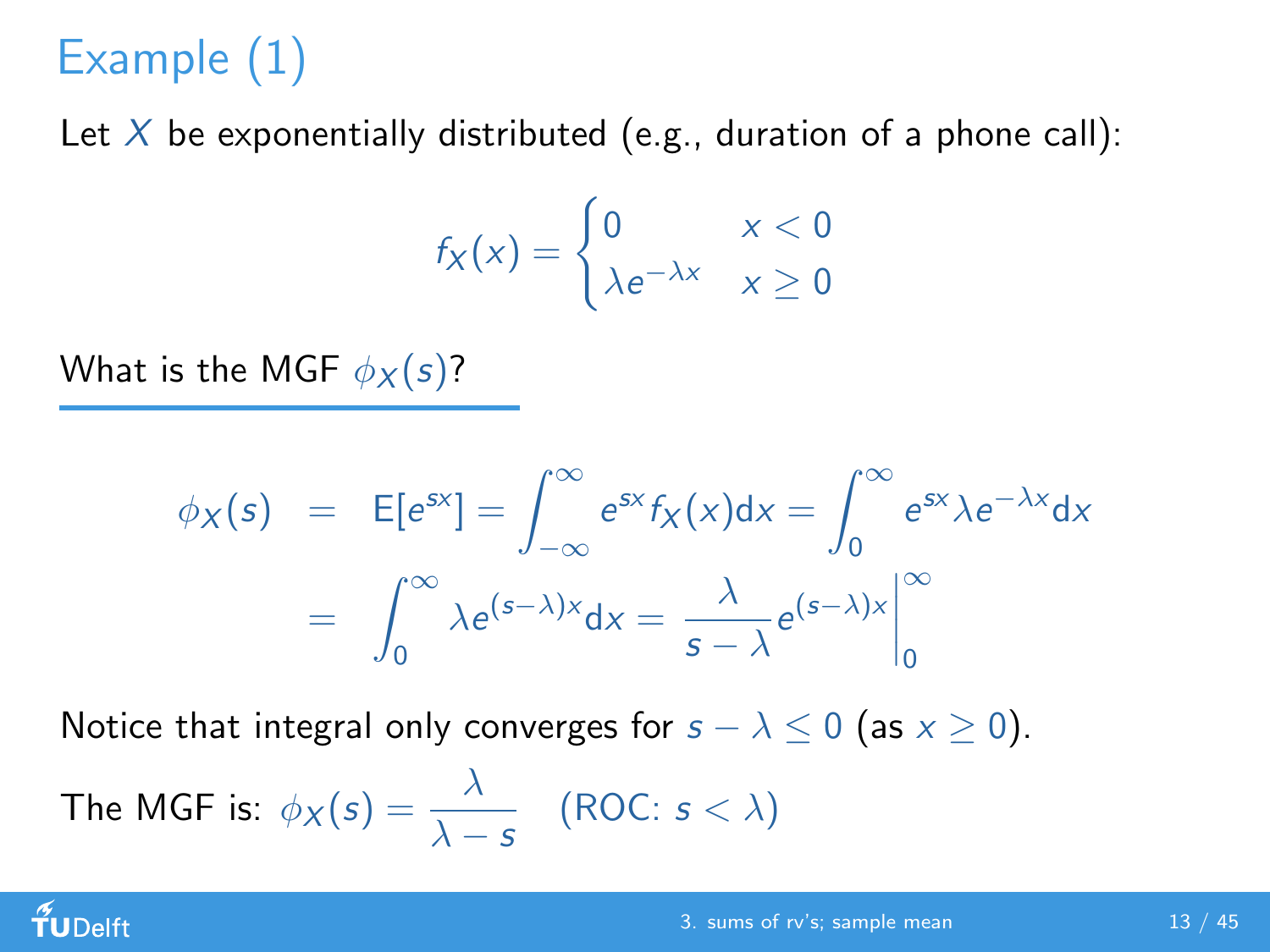# Example (1)

Let $X$ be exponentially distributed (e.g., duration of a phone call):

$$f_X(x) = \begin{cases} 0 & x < 0 \\ \lambda e^{-\lambda x} & x \geq 0 \end{cases}$$

What is the MGF $\phi_X(s)$?

$$\begin{aligned} \phi_X(s) &= \mathrm{E}[e^{sx}] = \int_{-\infty}^{\infty} e^{sx} f_X(x) \mathrm{d}x = \int_0^{\infty} e^{sx} \lambda e^{-\lambda x} \mathrm{d}x \\ &= \int_0^{\infty} \lambda e^{(s-\lambda)x} \mathrm{d}x = \frac{\lambda}{s-\lambda} e^{(s-\lambda)x} \Big|_0^{\infty} \end{aligned}$$

Notice that integral only converges for $s - \lambda \leq 0$ (as $x \geq 0$).

The MGF is: $\phi_X(s) = \dfrac{\lambda}{\lambda - s}$ (ROC: $s < \lambda$)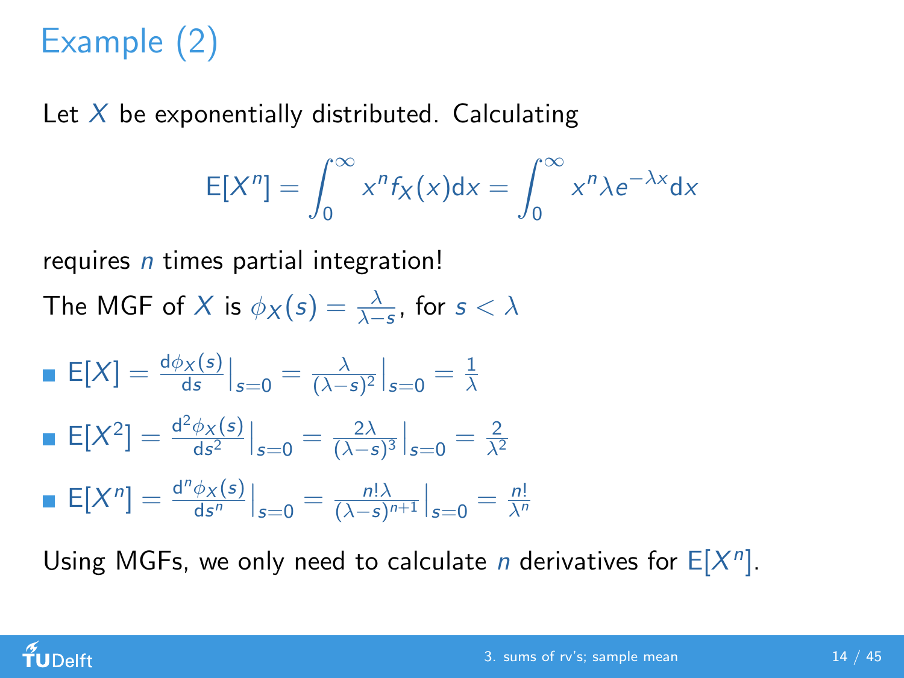# Example (2)

Let $X$ be exponentially distributed. Calculating

$$\mathrm{E}[X^n] = \int_0^\infty x^n f_X(x)\mathrm{d}x = \int_0^\infty x^n \lambda e^{-\lambda x}\mathrm{d}x$$

requires $n$ times partial integration!

The MGF of $X$ is $\phi_X(s) = \frac{\lambda}{\lambda - s}$, for $s < \lambda$

- $\mathrm{E}[X] = \frac{\mathrm{d}\phi_X(s)}{\mathrm{d}s}\Big|_{s=0} = \frac{\lambda}{(\lambda - s)^2}\Big|_{s=0} = \frac{1}{\lambda}$
- $\mathrm{E}[X^2] = \frac{\mathrm{d}^2\phi_X(s)}{\mathrm{d}s^2}\Big|_{s=0} = \frac{2\lambda}{(\lambda - s)^3}\Big|_{s=0} = \frac{2}{\lambda^2}$
- $\mathrm{E}[X^n] = \frac{\mathrm{d}^n\phi_X(s)}{\mathrm{d}s^n}\Big|_{s=0} = \frac{n!\lambda}{(\lambda - s)^{n+1}}\Big|_{s=0} = \frac{n!}{\lambda^n}$

Using MGFs, we only need to calculate $n$ derivatives for $\mathrm{E}[X^n]$.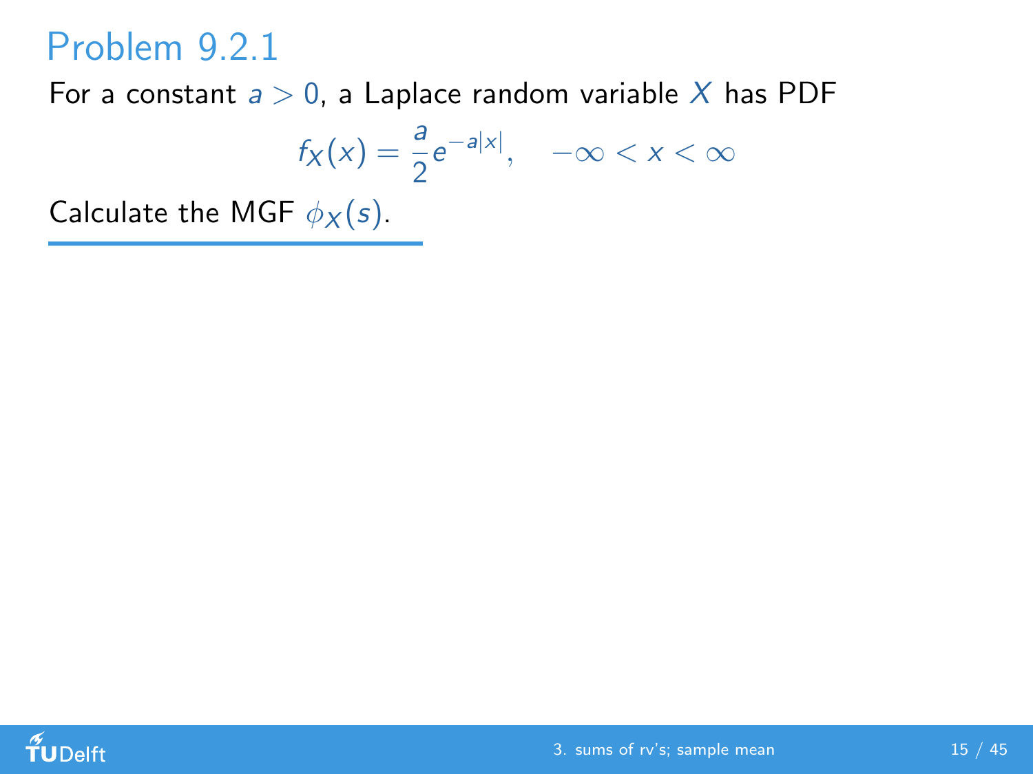# Problem 9.2.1

For a constant $a > 0$, a Laplace random variable $X$ has PDF

$$f_X(x) = \frac{a}{2} e^{-a|x|}, \quad -\infty < x < \infty$$

Calculate the MGF $\phi_X(s)$.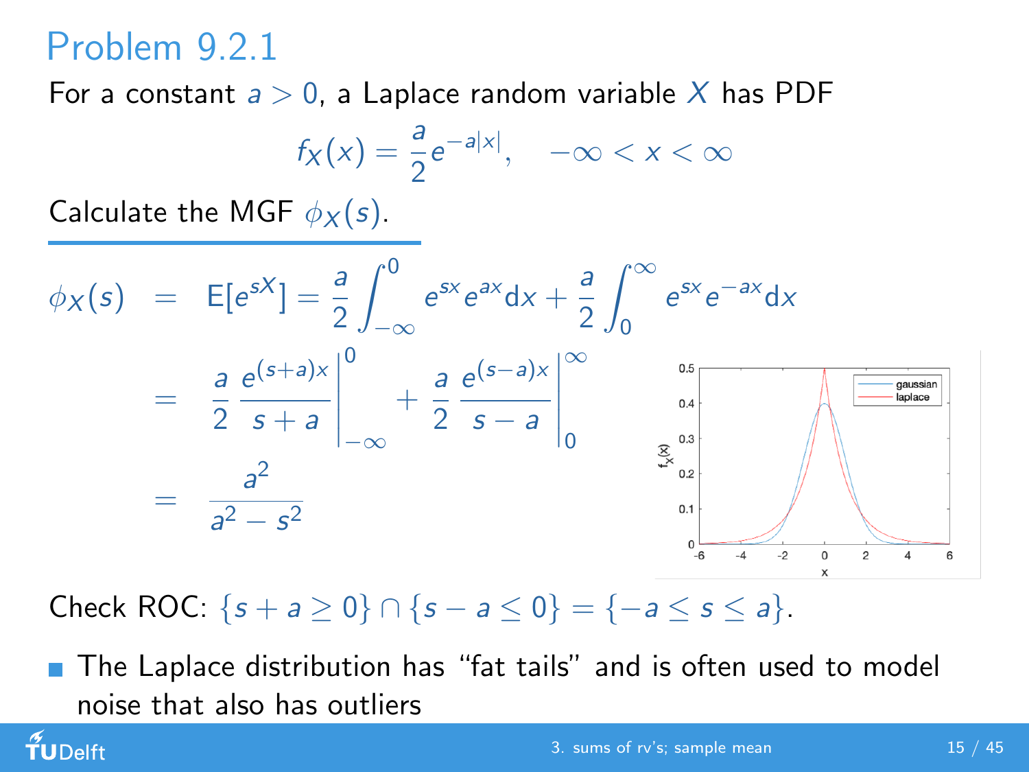# Problem 9.2.1

For a constant $a > 0$, a Laplace random variable $X$ has PDF

$$f_X(x) = \frac{a}{2} e^{-a|x|}, \quad -\infty < x < \infty$$

Calculate the MGF $\phi_X(s)$.

$$\begin{aligned}
\phi_X(s) &= \mathrm{E}[e^{sX}] = \frac{a}{2} \int_{-\infty}^{0} e^{sx} e^{ax} \mathrm{d}x + \frac{a}{2} \int_{0}^{\infty} e^{sx} e^{-ax} \mathrm{d}x \\
&= \frac{a}{2} \frac{e^{(s+a)x}}{s+a} \Bigg|_{-\infty}^{0} + \frac{a}{2} \frac{e^{(s-a)x}}{s-a} \Bigg|_{0}^{\infty} \\
&= \frac{a^2}{a^2 - s^2}
\end{aligned}$$

Check ROC: $\{s + a \geq 0\} \cap \{s - a \leq 0\} = \{-a \leq s \leq a\}$.

- The Laplace distribution has "fat tails" and is often used to model noise that also has outliers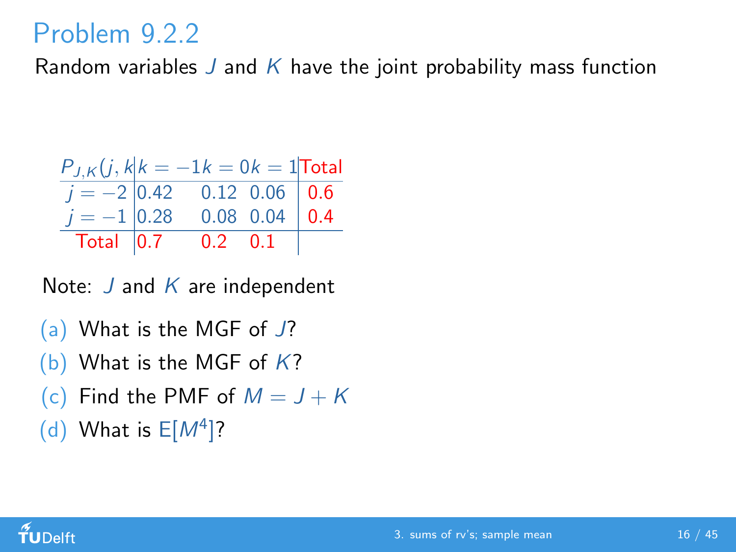# Problem 9.2.2

Random variables $J$ and $K$ have the joint probability mass function

| $P_{J,K}(j,k$ | $k=-1$ | $k=0$ | $k=1$ | Total |
|---|---|---|---|---|
| $j=-2$ | 0.42 | 0.12 | 0.06 | 0.6 |
| $j=-1$ | 0.28 | 0.08 | 0.04 | 0.4 |
| Total | 0.7 | 0.2 | 0.1 | |

Note: $J$ and $K$ are independent

(a) What is the MGF of $J$?

(b) What is the MGF of $K$?

(c) Find the PMF of $M = J + K$

(d) What is $\mathrm{E}[M^4]$?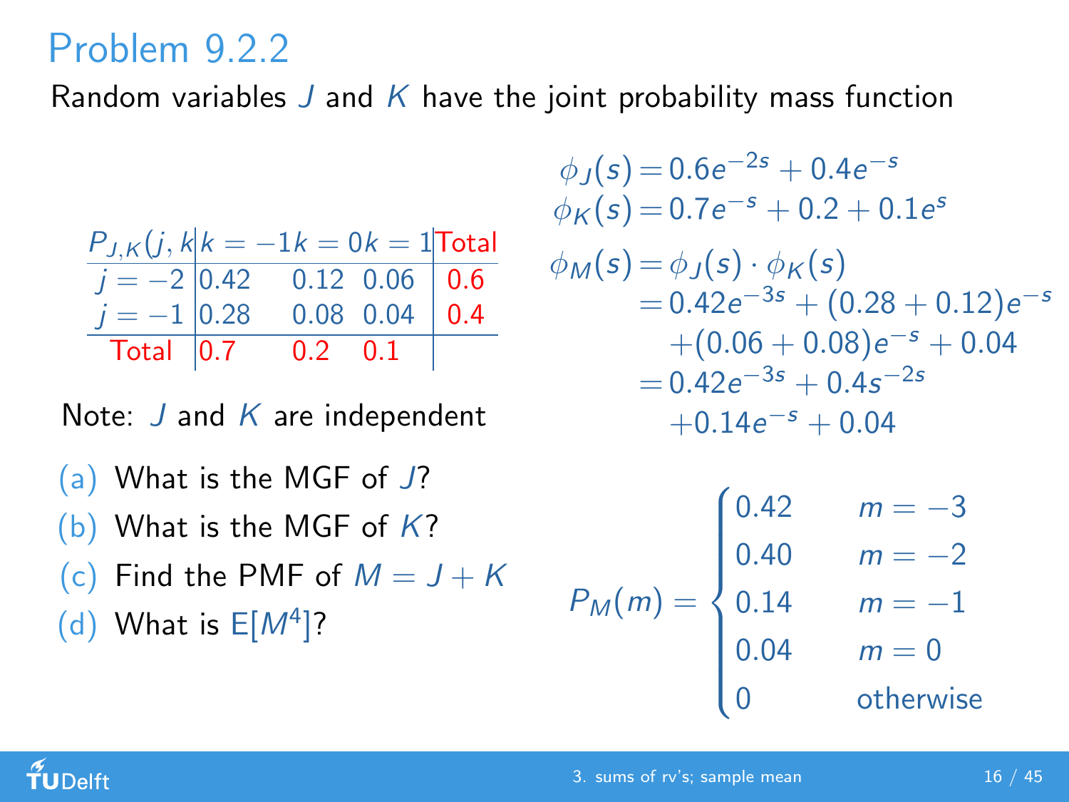# Problem 9.2.2

Random variables $J$ and $K$ have the joint probability mass function

| $P_{J,K}(j,k)$ | $k=-1$ | $k=0$ | $k=1$ | Total |
|---|---|---|---|---|
| $j=-2$ | 0.42 | 0.12 | 0.06 | 0.6 |
| $j=-1$ | 0.28 | 0.08 | 0.04 | 0.4 |
| Total | 0.7 | 0.2 | 0.1 | |

Note: $J$ and $K$ are independent

(a) What is the MGF of $J$?

(b) What is the MGF of $K$?

(c) Find the PMF of $M = J + K$

(d) What is $E[M^4]$?

$$\phi_J(s) = 0.6e^{-2s} + 0.4e^{-s}$$

$$\phi_K(s) = 0.7e^{-s} + 0.2 + 0.1e^{s}$$

$$\begin{aligned}
\phi_M(s) &= \phi_J(s) \cdot \phi_K(s) \\
&= 0.42e^{-3s} + (0.28 + 0.12)e^{-s} \\
&\quad + (0.06 + 0.08)e^{-s} + 0.04 \\
&= 0.42e^{-3s} + 0.4s^{-2s} \\
&\quad + 0.14e^{-s} + 0.04
\end{aligned}$$

$$P_M(m) = \begin{cases} 0.42 & m = -3 \\ 0.40 & m = -2 \\ 0.14 & m = -1 \\ 0.04 & m = 0 \\ 0 & \text{otherwise} \end{cases}$$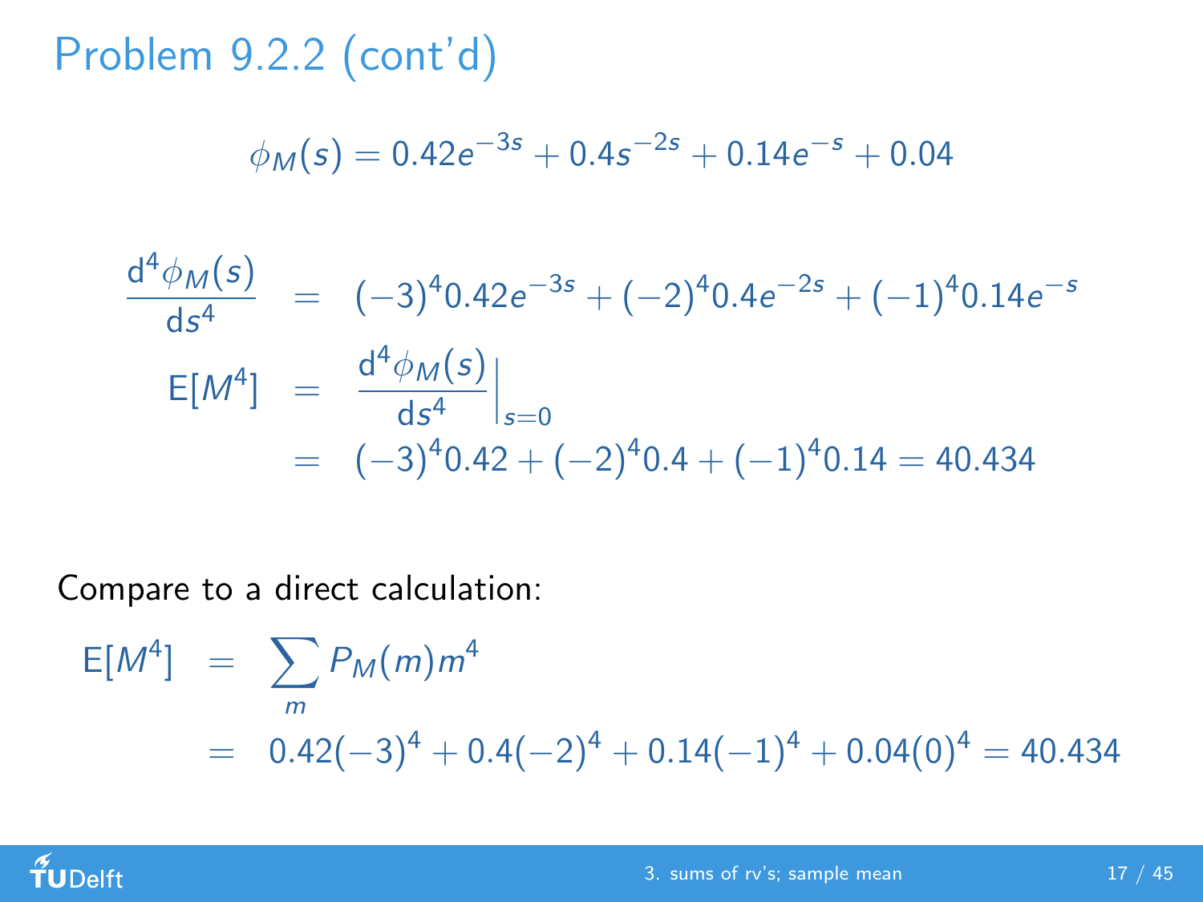# Problem 9.2.2 (cont'd)

$$\phi_M(s) = 0.42e^{-3s} + 0.4s^{-2s} + 0.14e^{-s} + 0.04$$

$$
\begin{aligned}
\frac{\mathrm{d}^4\phi_M(s)}{\mathrm{d}s^4} &= (-3)^4 0.42e^{-3s} + (-2)^4 0.4e^{-2s} + (-1)^4 0.14e^{-s} \\
\mathrm{E}[M^4] &= \left.\frac{\mathrm{d}^4\phi_M(s)}{\mathrm{d}s^4}\right|_{s=0} \\
&= (-3)^4 0.42 + (-2)^4 0.4 + (-1)^4 0.14 = 40.434
\end{aligned}
$$

Compare to a direct calculation:

$$
\begin{aligned}
\mathrm{E}[M^4] &= \sum_m P_M(m) m^4 \\
&= 0.42(-3)^4 + 0.4(-2)^4 + 0.14(-1)^4 + 0.04(0)^4 = 40.434
\end{aligned}
$$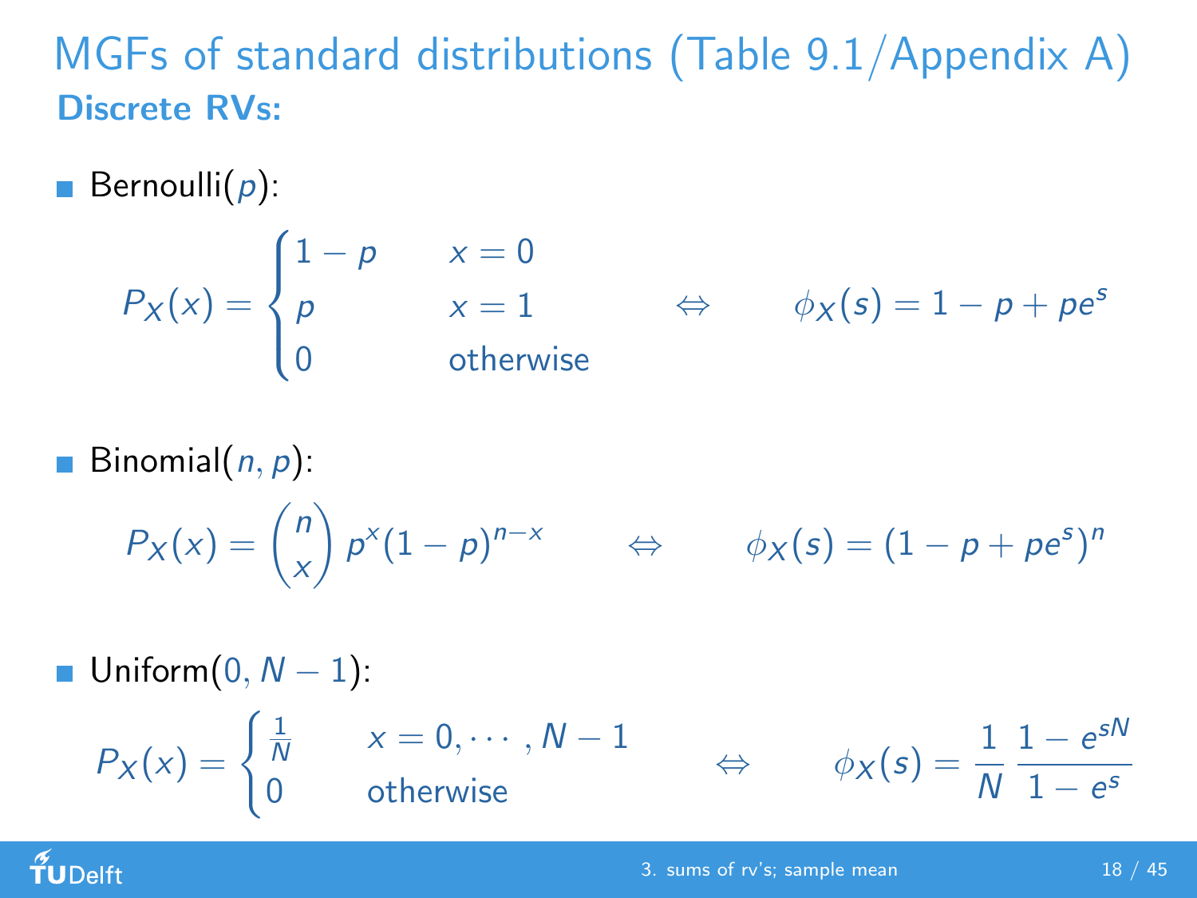# MGFs of standard distributions (Table 9.1/Appendix A)

**Discrete RVs:**

- Bernoulli($p$):

$$P_X(x) = \begin{cases} 1-p & x = 0 \\ p & x = 1 \\ 0 & \text{otherwise} \end{cases} \qquad \Leftrightarrow \qquad \phi_X(s) = 1 - p + pe^s$$

- Binomial($n, p$):

$$P_X(x) = \binom{n}{x} p^x (1-p)^{n-x} \qquad \Leftrightarrow \qquad \phi_X(s) = (1 - p + pe^s)^n$$

- Uniform($0, N-1$):

$$P_X(x) = \begin{cases} \frac{1}{N} & x = 0, \cdots, N-1 \\ 0 & \text{otherwise} \end{cases} \qquad \Leftrightarrow \qquad \phi_X(s) = \frac{1}{N} \frac{1 - e^{sN}}{1 - e^s}$$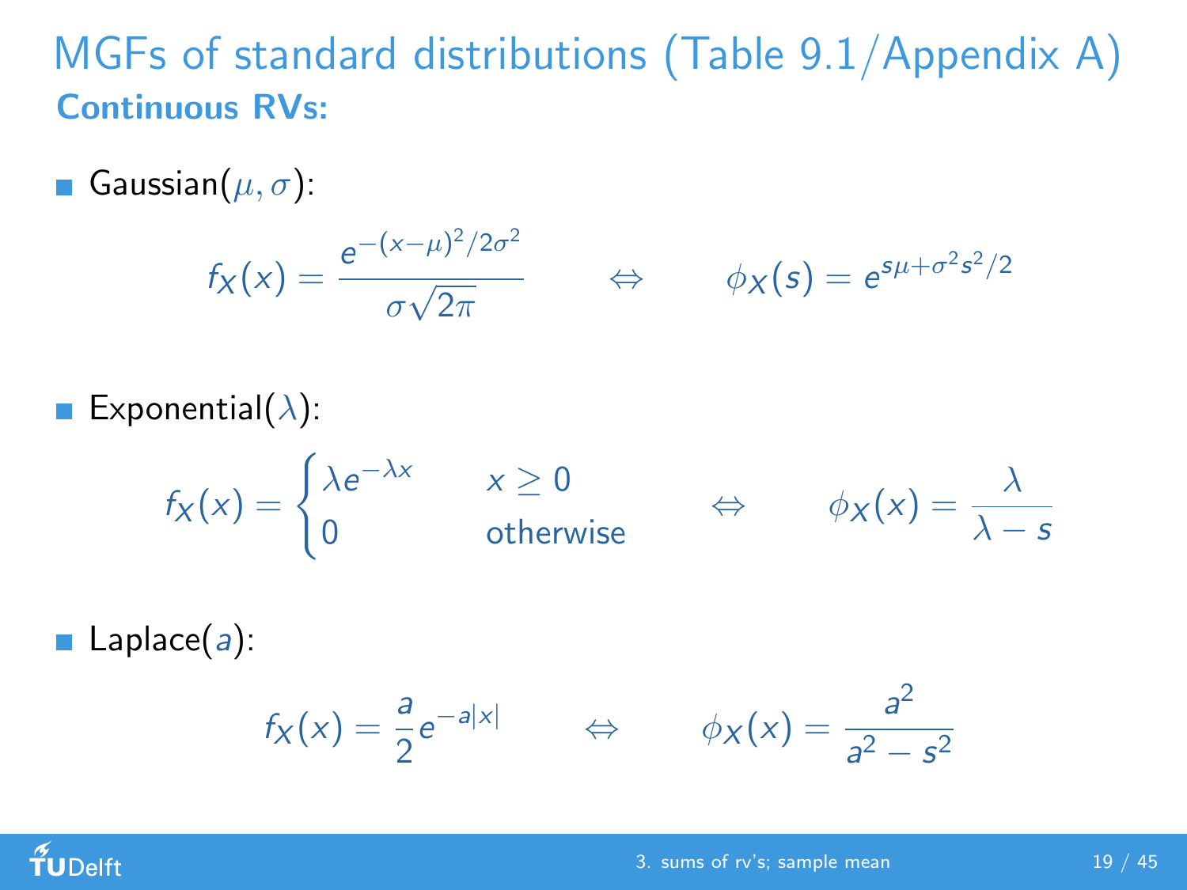# MGFs of standard distributions (Table 9.1/Appendix A)

**Continuous RVs:**

- Gaussian($\mu, \sigma$):

$$f_X(x) = \frac{e^{-(x-\mu)^2/2\sigma^2}}{\sigma\sqrt{2\pi}} \qquad \Leftrightarrow \qquad \phi_X(s) = e^{s\mu + \sigma^2 s^2/2}$$

- Exponential($\lambda$):

$$f_X(x) = \begin{cases} \lambda e^{-\lambda x} & x \geq 0 \\ 0 & \text{otherwise} \end{cases} \qquad \Leftrightarrow \qquad \phi_X(x) = \frac{\lambda}{\lambda - s}$$

- Laplace($a$):

$$f_X(x) = \frac{a}{2} e^{-a|x|} \qquad \Leftrightarrow \qquad \phi_X(x) = \frac{a^2}{a^2 - s^2}$$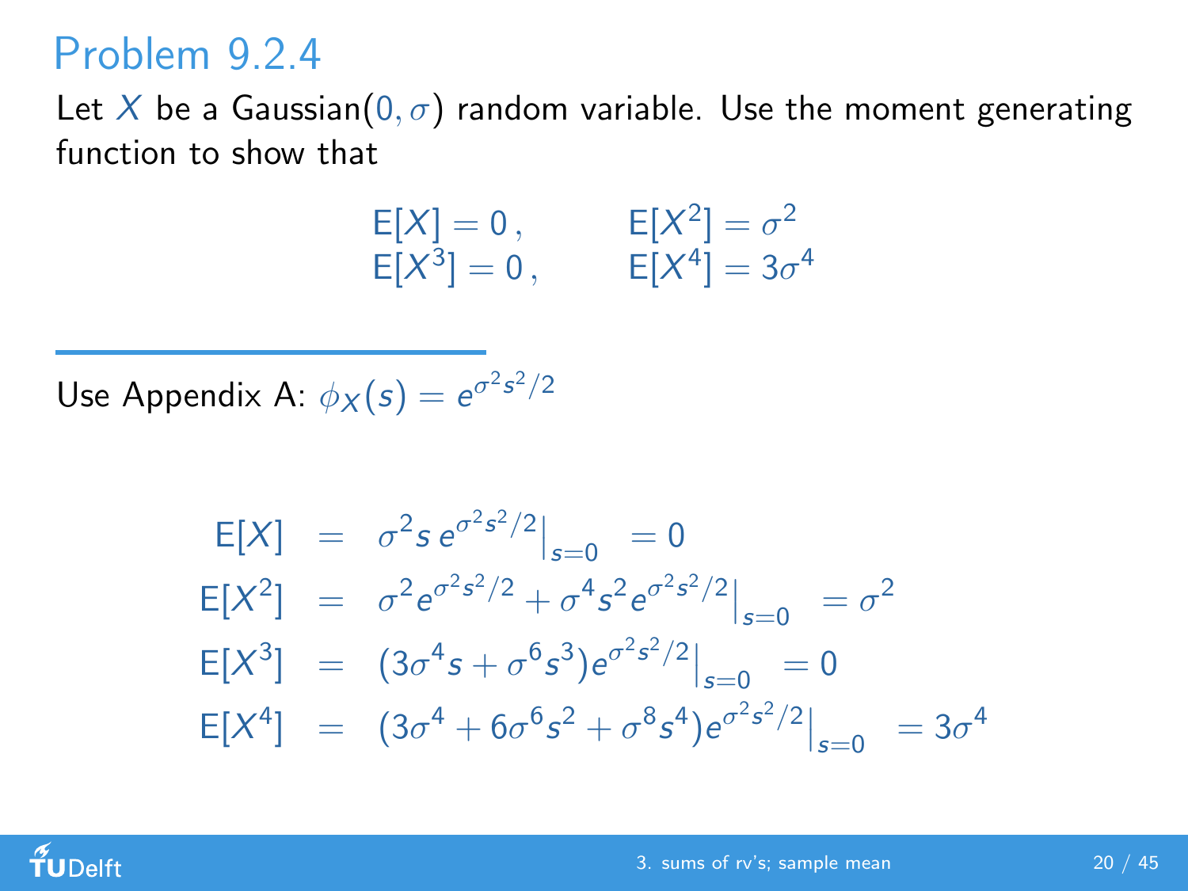# Problem 9.2.4

Let $X$ be a Gaussian$(0, \sigma)$ random variable. Use the moment generating function to show that

$$
\begin{aligned}
\mathrm{E}[X] &= 0\,, & \mathrm{E}[X^2] &= \sigma^2 \\
\mathrm{E}[X^3] &= 0\,, & \mathrm{E}[X^4] &= 3\sigma^4
\end{aligned}
$$

---

Use Appendix A: $\phi_X(s) = e^{\sigma^2 s^2/2}$

$$
\begin{aligned}
\mathrm{E}[X] &= \sigma^2 s\, e^{\sigma^2 s^2/2}\Big|_{s=0} = 0 \\
\mathrm{E}[X^2] &= \sigma^2 e^{\sigma^2 s^2/2} + \sigma^4 s^2 e^{\sigma^2 s^2/2}\Big|_{s=0} = \sigma^2 \\
\mathrm{E}[X^3] &= (3\sigma^4 s + \sigma^6 s^3) e^{\sigma^2 s^2/2}\Big|_{s=0} = 0 \\
\mathrm{E}[X^4] &= (3\sigma^4 + 6\sigma^6 s^2 + \sigma^8 s^4) e^{\sigma^2 s^2/2}\Big|_{s=0} = 3\sigma^4
\end{aligned}
$$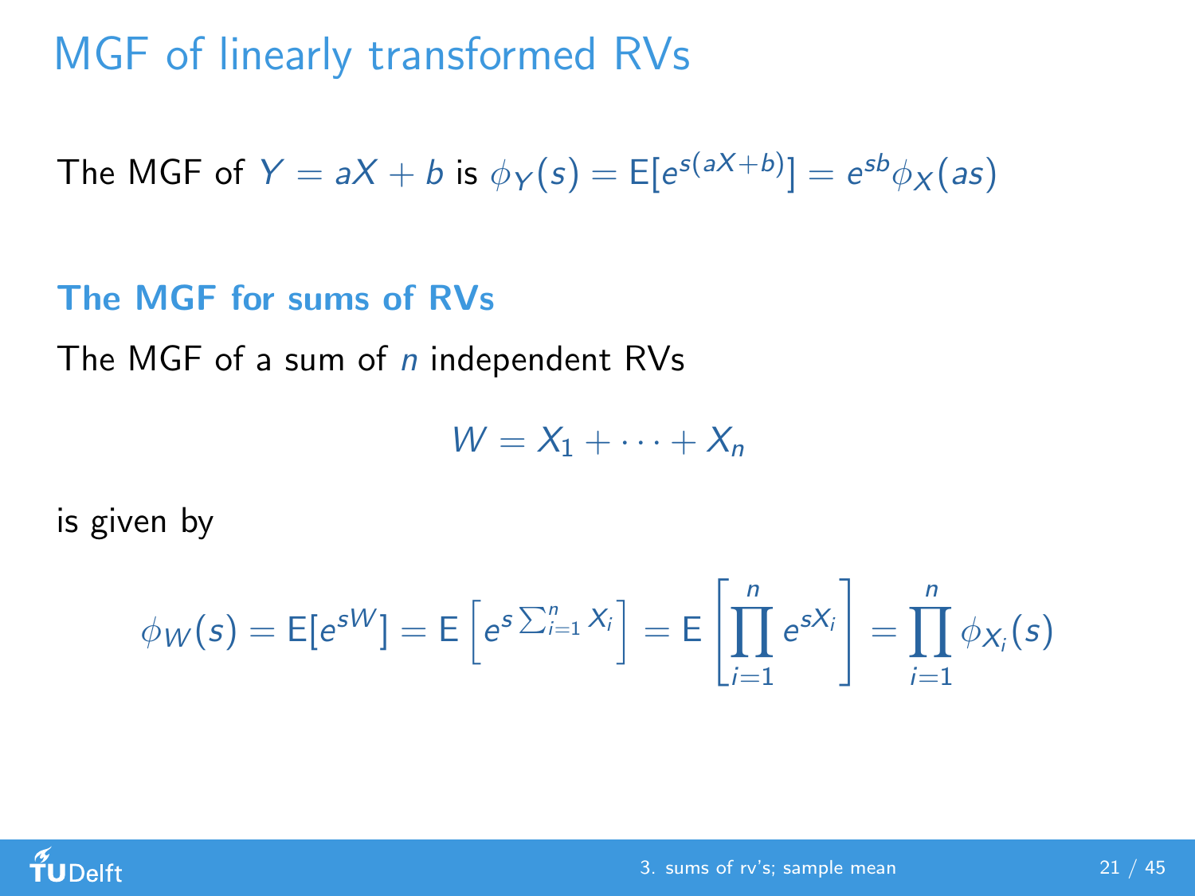# MGF of linearly transformed RVs

The MGF of $Y = aX + b$ is $\phi_Y(s) = \mathrm{E}[e^{s(aX+b)}] = e^{sb}\phi_X(as)$

### The MGF for sums of RVs

The MGF of a sum of $n$ independent RVs

$$W = X_1 + \cdots + X_n$$

is given by

$$\phi_W(s) = \mathrm{E}[e^{sW}] = \mathrm{E}\left[e^{s\sum_{i=1}^{n} X_i}\right] = \mathrm{E}\left[\prod_{i=1}^{n} e^{sX_i}\right] = \prod_{i=1}^{n} \phi_{X_i}(s)$$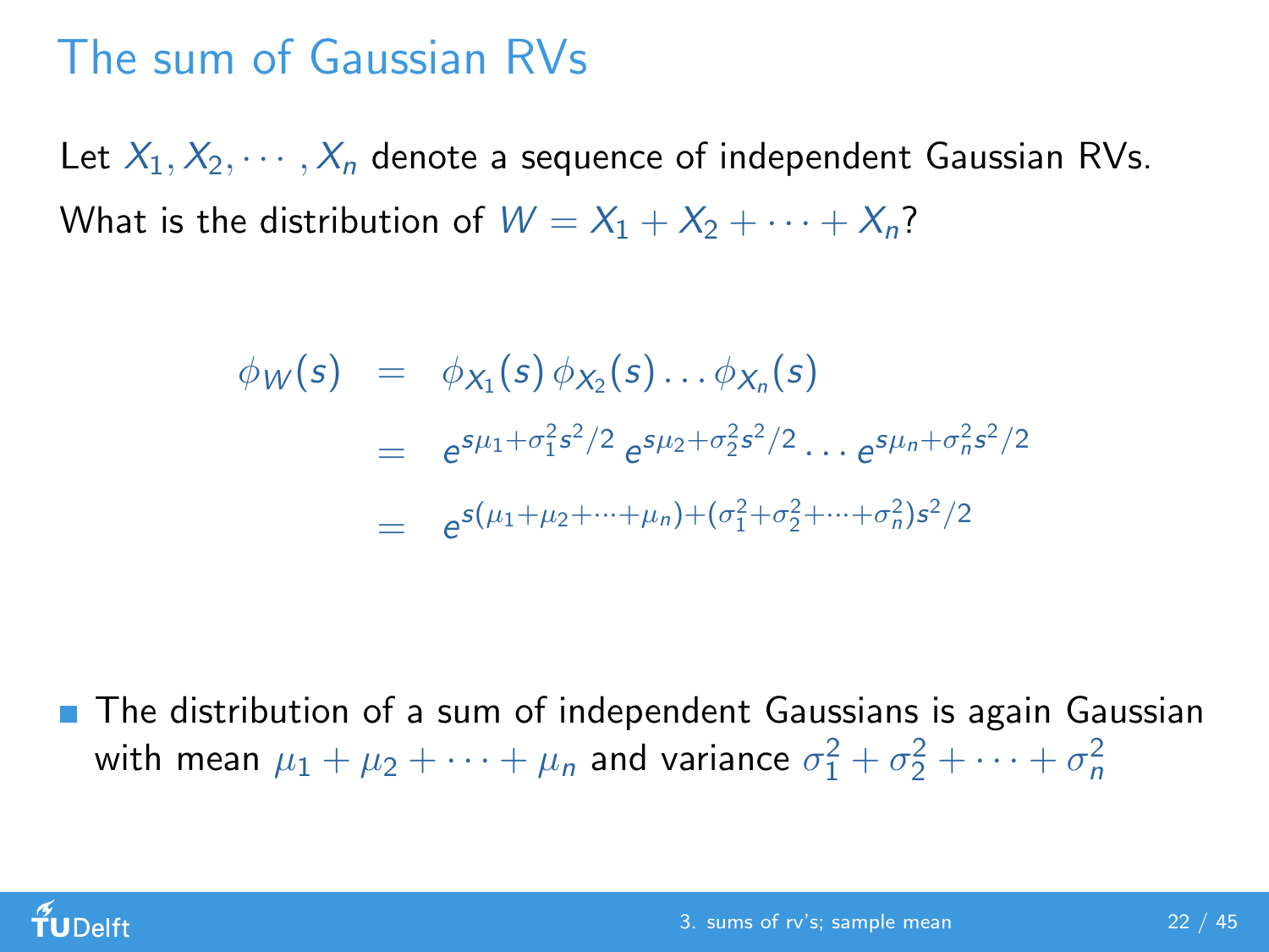# The sum of Gaussian RVs

Let $X_1, X_2, \cdots, X_n$ denote a sequence of independent Gaussian RVs.

What is the distribution of $W = X_1 + X_2 + \cdots + X_n$?

$$
\begin{aligned}
\phi_W(s) &= \phi_{X_1}(s)\,\phi_{X_2}(s)\ldots\phi_{X_n}(s) \\
&= e^{s\mu_1+\sigma_1^2 s^2/2}\,e^{s\mu_2+\sigma_2^2 s^2/2}\ldots e^{s\mu_n+\sigma_n^2 s^2/2} \\
&= e^{s(\mu_1+\mu_2+\cdots+\mu_n)+(\sigma_1^2+\sigma_2^2+\cdots+\sigma_n^2)s^2/2}
\end{aligned}
$$

- The distribution of a sum of independent Gaussians is again Gaussian with mean $\mu_1 + \mu_2 + \cdots + \mu_n$ and variance $\sigma_1^2 + \sigma_2^2 + \cdots + \sigma_n^2$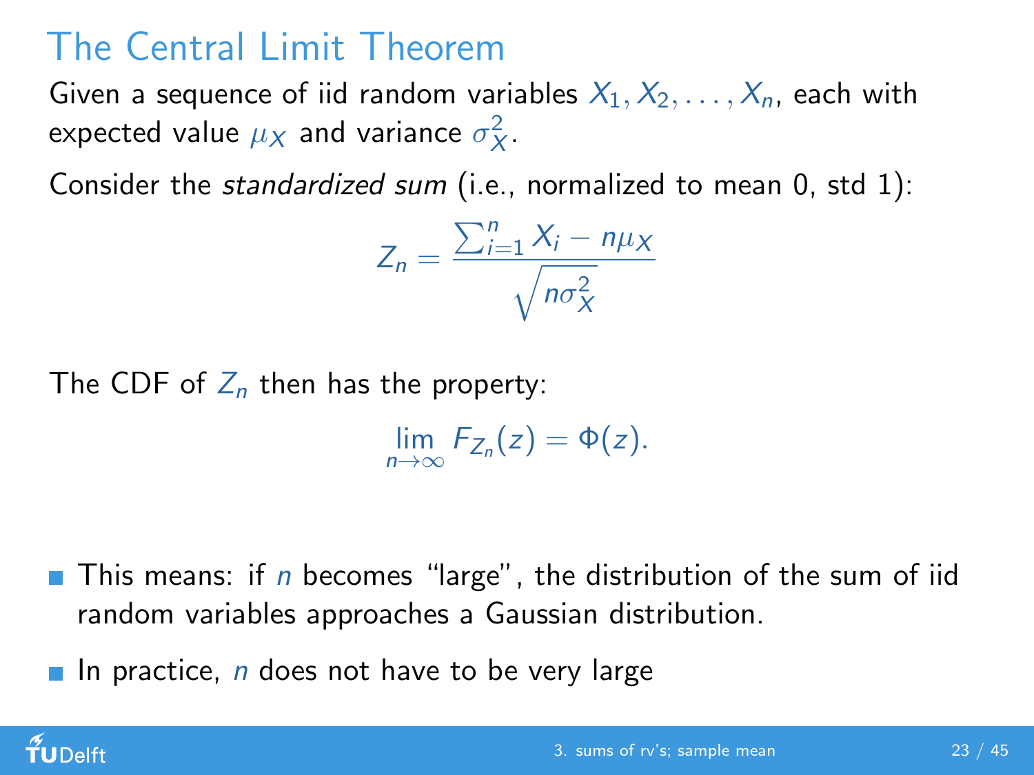# The Central Limit Theorem

Given a sequence of iid random variables $X_1, X_2, \ldots, X_n$, each with expected value $\mu_X$ and variance $\sigma_X^2$.

Consider the *standardized sum* (i.e., normalized to mean 0, std 1):

$$Z_n = \frac{\sum_{i=1}^{n} X_i - n\mu_X}{\sqrt{n\sigma_X^2}}$$

The CDF of $Z_n$ then has the property:

$$\lim_{n \to \infty} F_{Z_n}(z) = \Phi(z).$$

- This means: if $n$ becomes "large", the distribution of the sum of iid random variables approaches a Gaussian distribution.
- In practice, $n$ does not have to be very large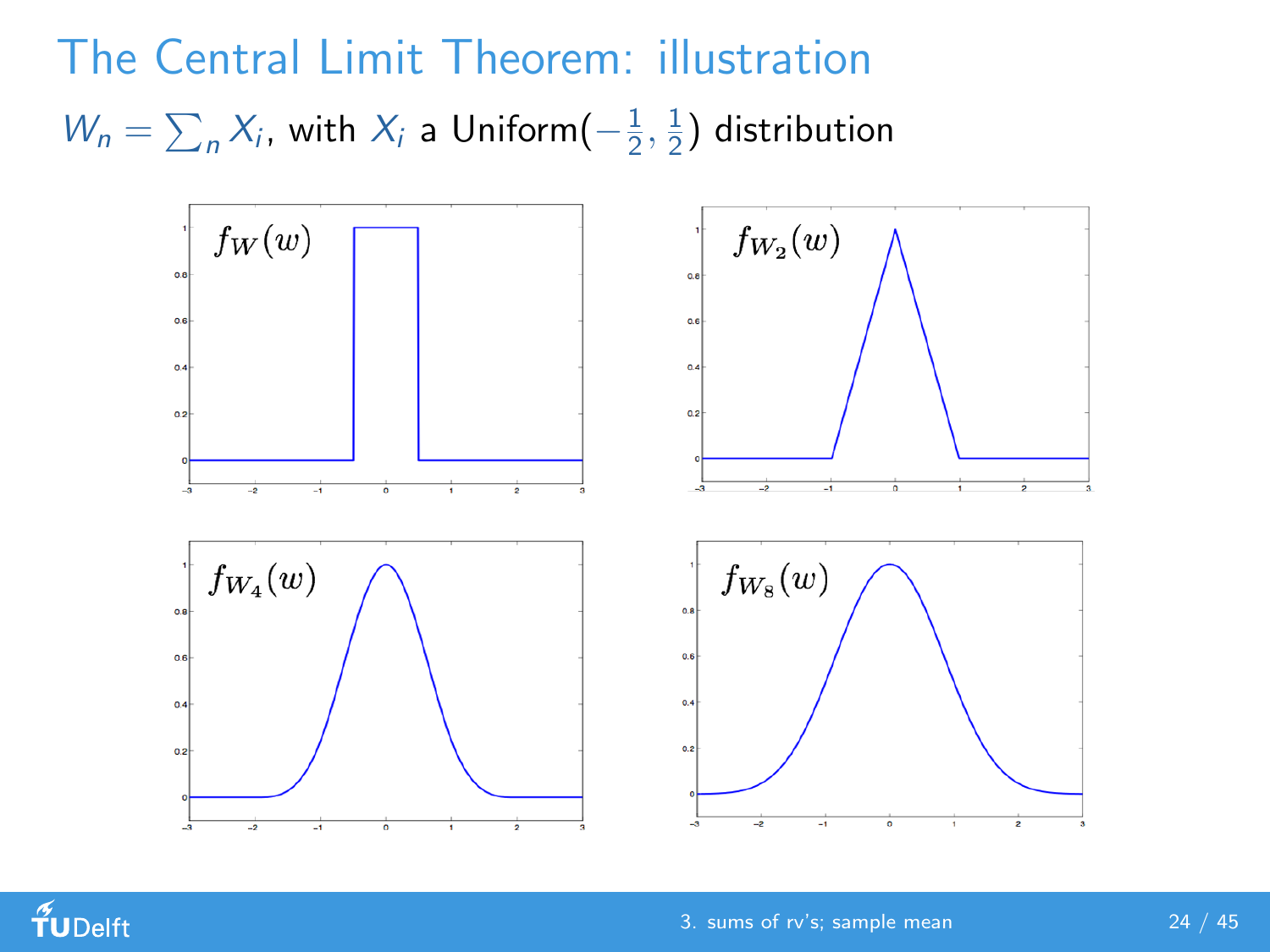# The Central Limit Theorem: illustration

$W_n = \sum_n X_i$, with $X_i$ a Uniform$(-\frac{1}{2}, \frac{1}{2})$ distribution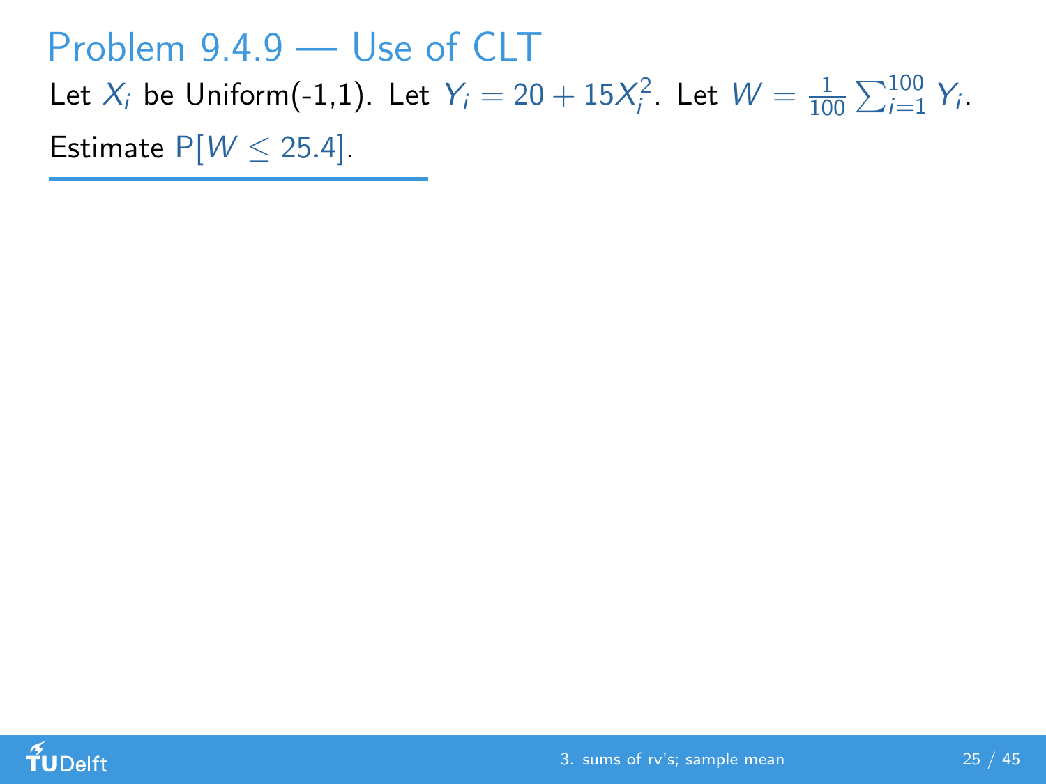## Problem 9.4.9 — Use of CLT

Let $X_i$ be Uniform(-1,1). Let $Y_i = 20 + 15X_i^2$. Let $W = \frac{1}{100}\sum_{i=1}^{100} Y_i$.

Estimate $P[W \leq 25.4]$.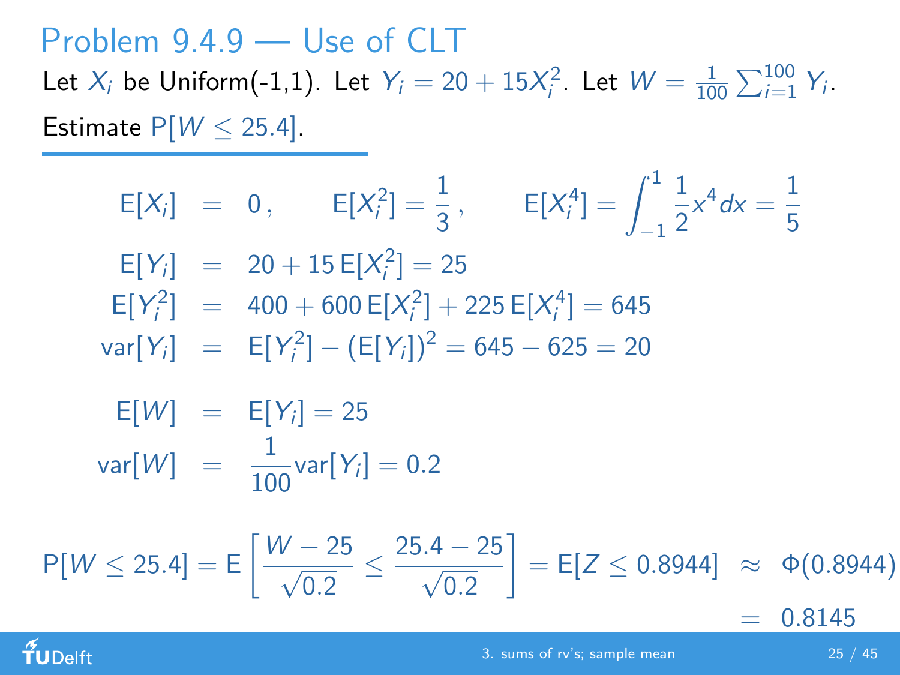## Problem 9.4.9 — Use of CLT

Let $X_i$ be Uniform(-1,1). Let $Y_i = 20 + 15X_i^2$. Let $W = \frac{1}{100}\sum_{i=1}^{100} Y_i$.

Estimate $\mathrm{P}[W \leq 25.4]$.

$$
\begin{aligned}
\mathrm{E}[X_i] &= 0\,, \qquad \mathrm{E}[X_i^2] = \frac{1}{3}\,, \qquad \mathrm{E}[X_i^4] = \int_{-1}^{1} \frac{1}{2} x^4 dx = \frac{1}{5} \\
\mathrm{E}[Y_i] &= 20 + 15\,\mathrm{E}[X_i^2] = 25 \\
\mathrm{E}[Y_i^2] &= 400 + 600\,\mathrm{E}[X_i^2] + 225\,\mathrm{E}[X_i^4] = 645 \\
\mathrm{var}[Y_i] &= \mathrm{E}[Y_i^2] - (\mathrm{E}[Y_i])^2 = 645 - 625 = 20
\end{aligned}
$$

$$
\begin{aligned}
\mathrm{E}[W] &= \mathrm{E}[Y_i] = 25 \\
\mathrm{var}[W] &= \frac{1}{100}\mathrm{var}[Y_i] = 0.2
\end{aligned}
$$

$$
\mathrm{P}[W \leq 25.4] = \mathrm{E}\left[\frac{W-25}{\sqrt{0.2}} \leq \frac{25.4-25}{\sqrt{0.2}}\right] = \mathrm{E}[Z \leq 0.8944] \approx \Phi(0.8944) = 0.8145
$$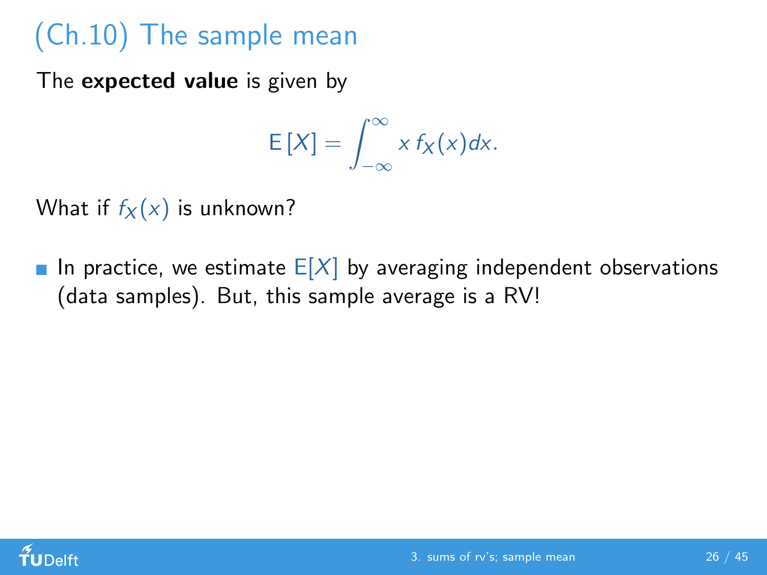# (Ch.10) The sample mean

The **expected value** is given by

$$\mathrm{E}\left[X\right] = \int_{-\infty}^{\infty} x\, f_X(x) dx.$$

What if $f_X(x)$ is unknown?

- In practice, we estimate $\mathrm{E}[X]$ by averaging independent observations (data samples). But, this sample average is a RV!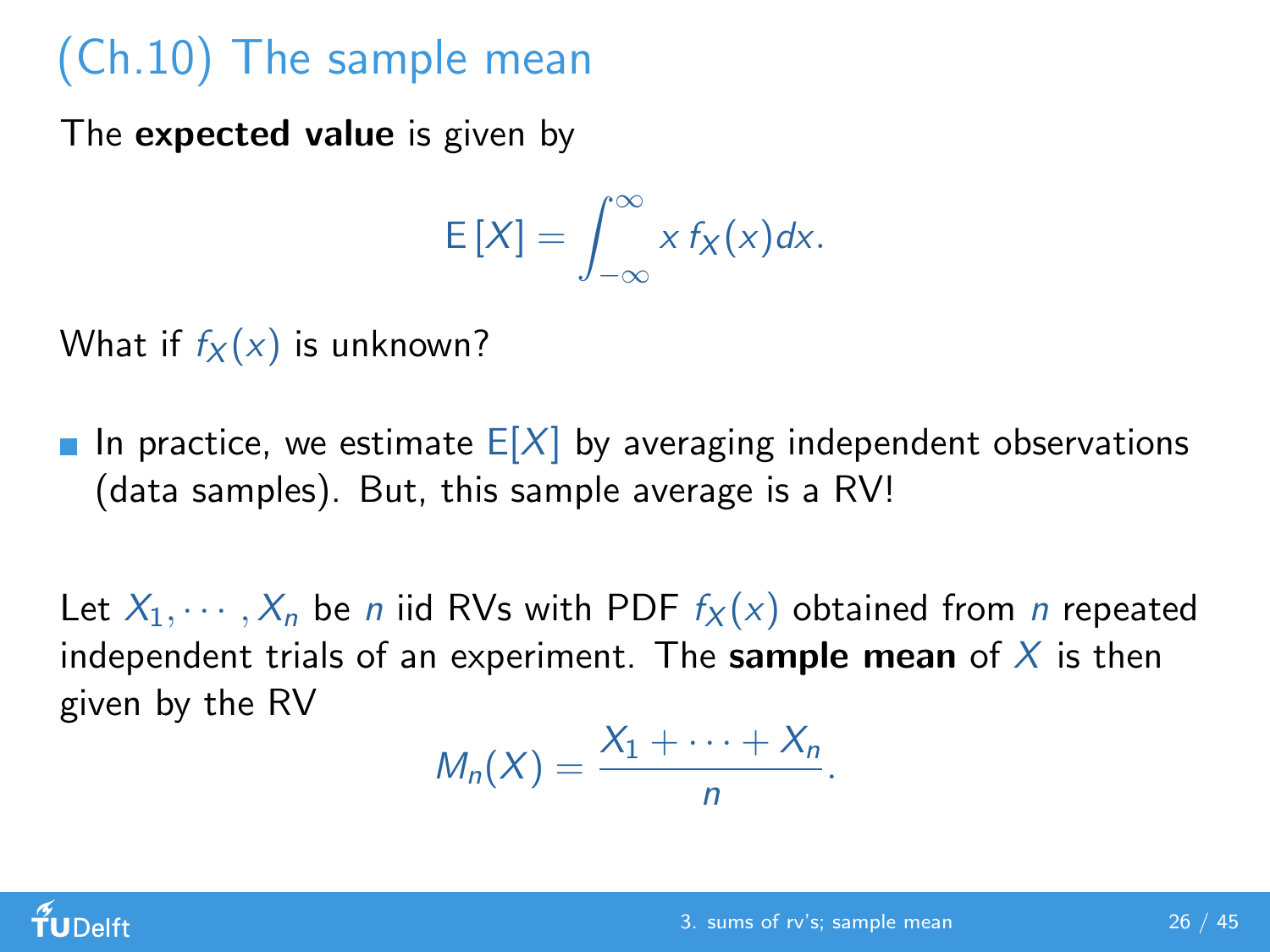# (Ch.10) The sample mean

The **expected value** is given by

$$\mathrm{E}[X] = \int_{-\infty}^{\infty} x\, f_X(x) dx.$$

What if $f_X(x)$ is unknown?

- In practice, we estimate $\mathrm{E}[X]$ by averaging independent observations (data samples). But, this sample average is a RV!

Let $X_1, \cdots, X_n$ be $n$ iid RVs with PDF $f_X(x)$ obtained from $n$ repeated independent trials of an experiment. The **sample mean** of $X$ is then given by the RV

$$M_n(X) = \frac{X_1 + \cdots + X_n}{n}.$$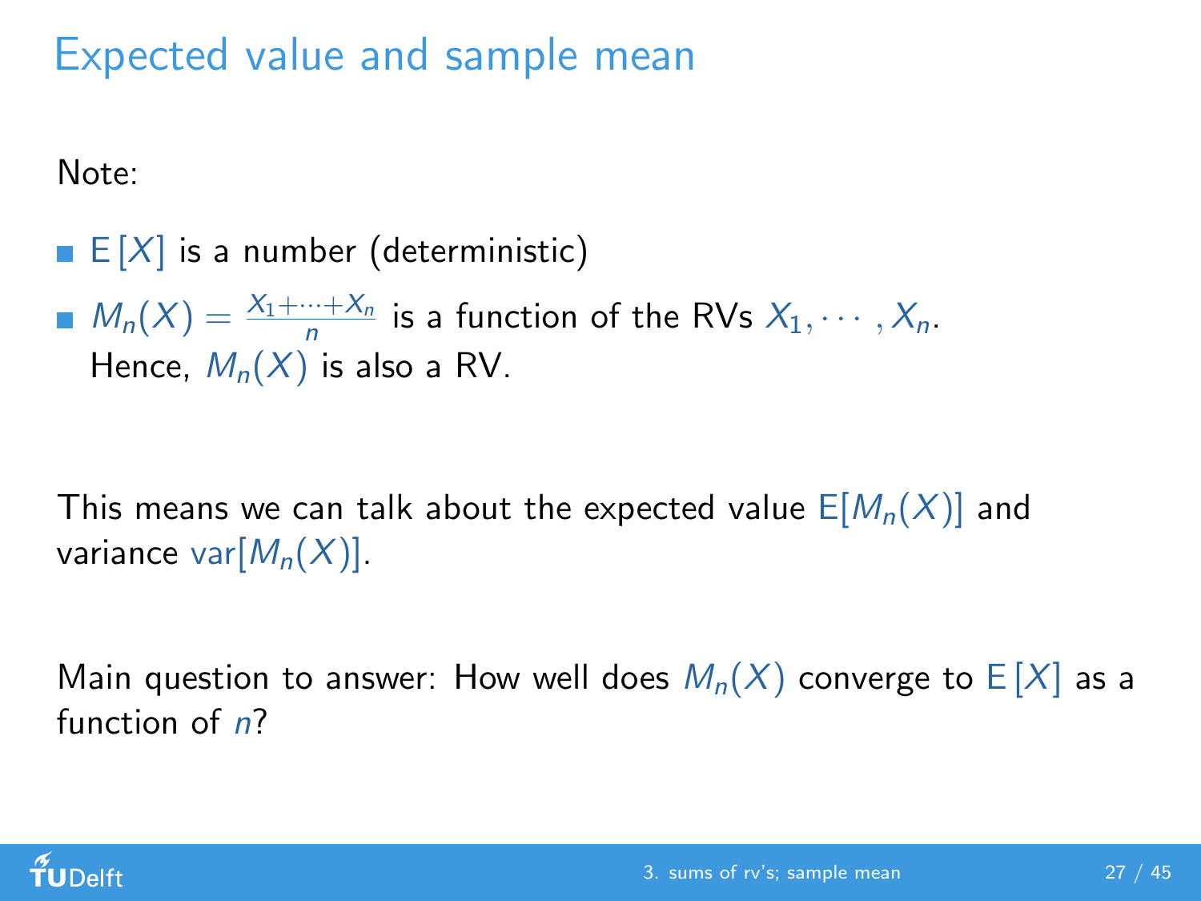# Expected value and sample mean

Note:

- $\mathrm{E}[X]$ is a number (deterministic)
- $M_n(X) = \frac{X_1 + \cdots + X_n}{n}$ is a function of the RVs $X_1, \cdots, X_n$. Hence, $M_n(X)$ is also a RV.

This means we can talk about the expected value $\mathrm{E}[M_n(X)]$ and variance $\mathrm{var}[M_n(X)]$.

Main question to answer: How well does $M_n(X)$ converge to $\mathrm{E}[X]$ as a function of $n$?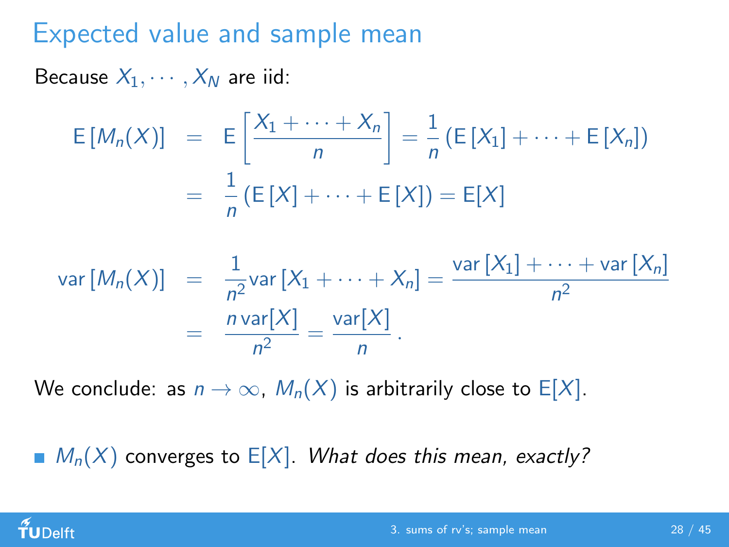# Expected value and sample mean

Because $X_1, \cdots, X_N$ are iid:

$$
\begin{aligned}
\mathrm{E}\left[M_n(X)\right] &= \mathrm{E}\left[\frac{X_1 + \cdots + X_n}{n}\right] = \frac{1}{n}\left(\mathrm{E}\left[X_1\right] + \cdots + \mathrm{E}\left[X_n\right]\right) \\
&= \frac{1}{n}\left(\mathrm{E}\left[X\right] + \cdots + \mathrm{E}\left[X\right]\right) = \mathrm{E}[X]
\end{aligned}
$$

$$
\begin{aligned}
\mathrm{var}\left[M_n(X)\right] &= \frac{1}{n^2}\mathrm{var}\left[X_1 + \cdots + X_n\right] = \frac{\mathrm{var}\left[X_1\right] + \cdots + \mathrm{var}\left[X_n\right]}{n^2} \\
&= \frac{n\,\mathrm{var}[X]}{n^2} = \frac{\mathrm{var}[X]}{n}\,.
\end{aligned}
$$

We conclude: as $n \to \infty$, $M_n(X)$ is arbitrarily close to $\mathrm{E}[X]$.

- $M_n(X)$ converges to $\mathrm{E}[X]$. *What does this mean, exactly?*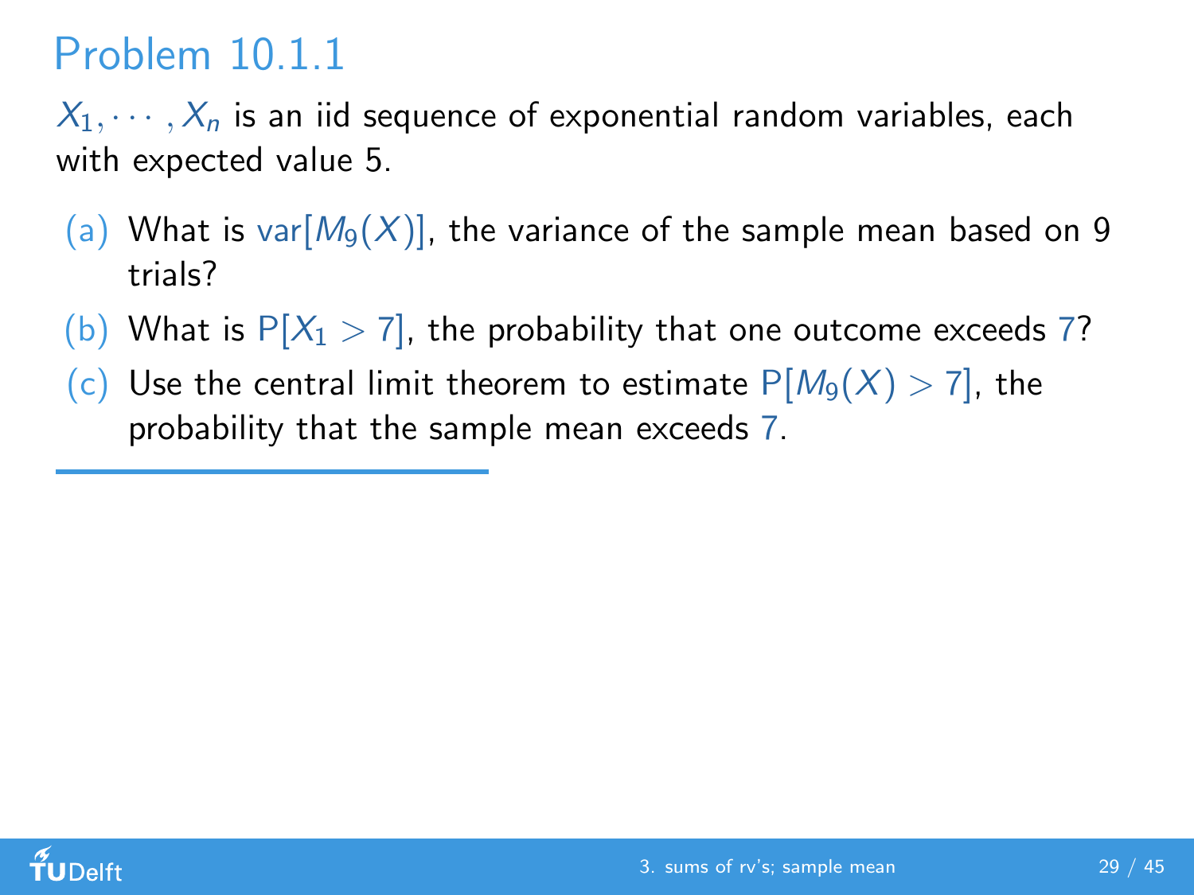## Problem 10.1.1

$X_1, \cdots, X_n$ is an iid sequence of exponential random variables, each with expected value 5.

(a) What is $\text{var}[M_9(X)]$, the variance of the sample mean based on 9 trials?

(b) What is $P[X_1 > 7]$, the probability that one outcome exceeds 7?

(c) Use the central limit theorem to estimate $P[M_9(X) > 7]$, the probability that the sample mean exceeds 7.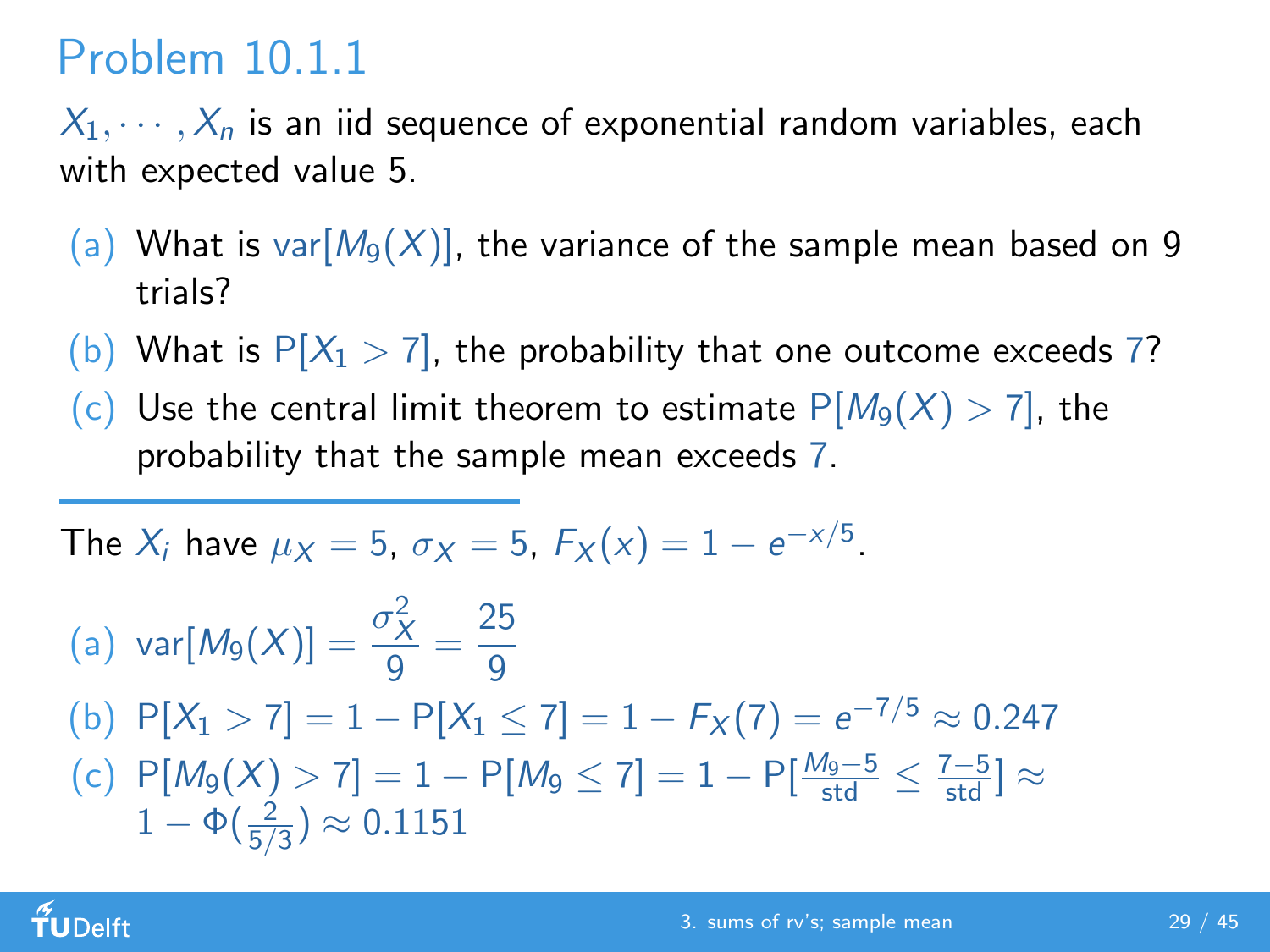# Problem 10.1.1

$X_1, \cdots, X_n$ is an iid sequence of exponential random variables, each with expected value 5.

(a) What is $\text{var}[M_9(X)]$, the variance of the sample mean based on 9 trials?

(b) What is $\text{P}[X_1 > 7]$, the probability that one outcome exceeds 7?

(c) Use the central limit theorem to estimate $\text{P}[M_9(X) > 7]$, the probability that the sample mean exceeds 7.

---

The $X_i$ have $\mu_X = 5$, $\sigma_X = 5$, $F_X(x) = 1 - e^{-x/5}$.

(a) $\text{var}[M_9(X)] = \dfrac{\sigma_X^2}{9} = \dfrac{25}{9}$

(b) $\text{P}[X_1 > 7] = 1 - \text{P}[X_1 \leq 7] = 1 - F_X(7) = e^{-7/5} \approx 0.247$

(c) $\text{P}[M_9(X) > 7] = 1 - \text{P}[M_9 \leq 7] = 1 - \text{P}[\frac{M_9 - 5}{\text{std}} \leq \frac{7-5}{\text{std}}] \approx 1 - \Phi(\frac{2}{5/3}) \approx 0.1151$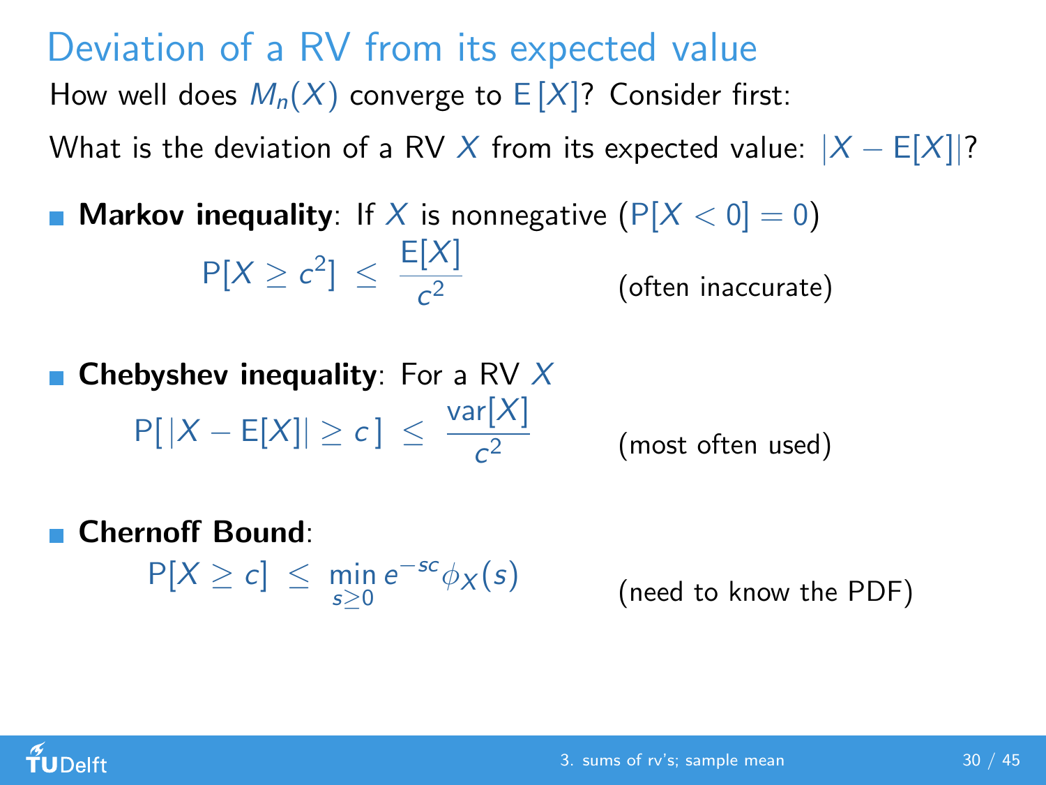# Deviation of a RV from its expected value

How well does $M_n(X)$ converge to $\mathrm{E}[X]$? Consider first:

What is the deviation of a RV $X$ from its expected value: $|X - \mathrm{E}[X]|$?

- **Markov inequality**: If $X$ is nonnegative ($\mathrm{P}[X < 0] = 0$)

$$\mathrm{P}[X \geq c^2] \leq \frac{\mathrm{E}[X]}{c^2}$$

(often inaccurate)

- **Chebyshev inequality**: For a RV $X$

$$\mathrm{P}[|X - \mathrm{E}[X]| \geq c] \leq \frac{\mathrm{var}[X]}{c^2}$$

(most often used)

- **Chernoff Bound**:

$$\mathrm{P}[X \geq c] \leq \min_{s \geq 0} e^{-sc} \phi_X(s)$$

(need to know the PDF)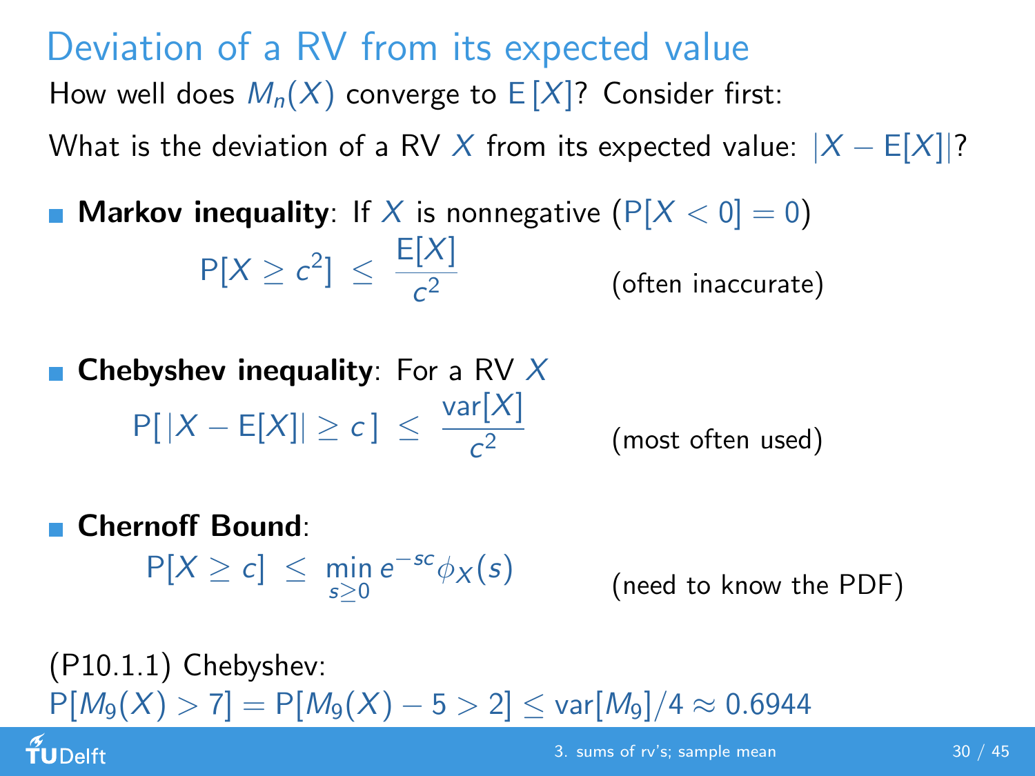# Deviation of a RV from its expected value

How well does $M_n(X)$ converge to $\mathrm{E}[X]$? Consider first:

What is the deviation of a RV $X$ from its expected value: $|X - \mathrm{E}[X]|$?

- **Markov inequality**: If $X$ is nonnegative ($\mathrm{P}[X < 0] = 0$)

$$\mathrm{P}[X \geq c^2] \leq \frac{\mathrm{E}[X]}{c^2}$$

(often inaccurate)

- **Chebyshev inequality**: For a RV $X$

$$\mathrm{P}[\,|X - \mathrm{E}[X]| \geq c\,] \leq \frac{\mathrm{var}[X]}{c^2}$$

(most often used)

- **Chernoff Bound**:

$$\mathrm{P}[X \geq c] \leq \min_{s \geq 0} e^{-sc} \phi_X(s)$$

(need to know the PDF)

(P10.1.1) Chebyshev:
$\mathrm{P}[M_9(X) > 7] = \mathrm{P}[M_9(X) - 5 > 2] \leq \mathrm{var}[M_9]/4 \approx 0.6944$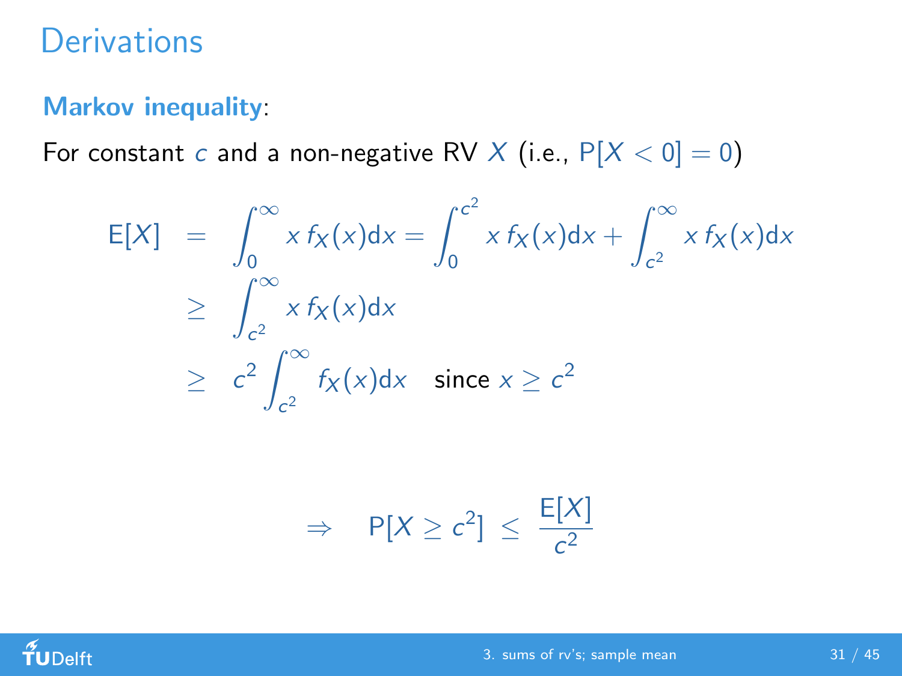# Derivations

**Markov inequality**:

For constant $c$ and a non-negative RV $X$ (i.e., $\mathrm{P}[X < 0] = 0$)

$$
\begin{aligned}
\mathrm{E}[X] &= \int_0^\infty x\, f_X(x)\mathrm{d}x = \int_0^{c^2} x\, f_X(x)\mathrm{d}x + \int_{c^2}^\infty x\, f_X(x)\mathrm{d}x \\
&\geq \int_{c^2}^\infty x\, f_X(x)\mathrm{d}x \\
&\geq c^2 \int_{c^2}^\infty f_X(x)\mathrm{d}x \quad \text{since } x \geq c^2
\end{aligned}
$$

$$
\Rightarrow \quad \mathrm{P}[X \geq c^2] \leq \frac{\mathrm{E}[X]}{c^2}
$$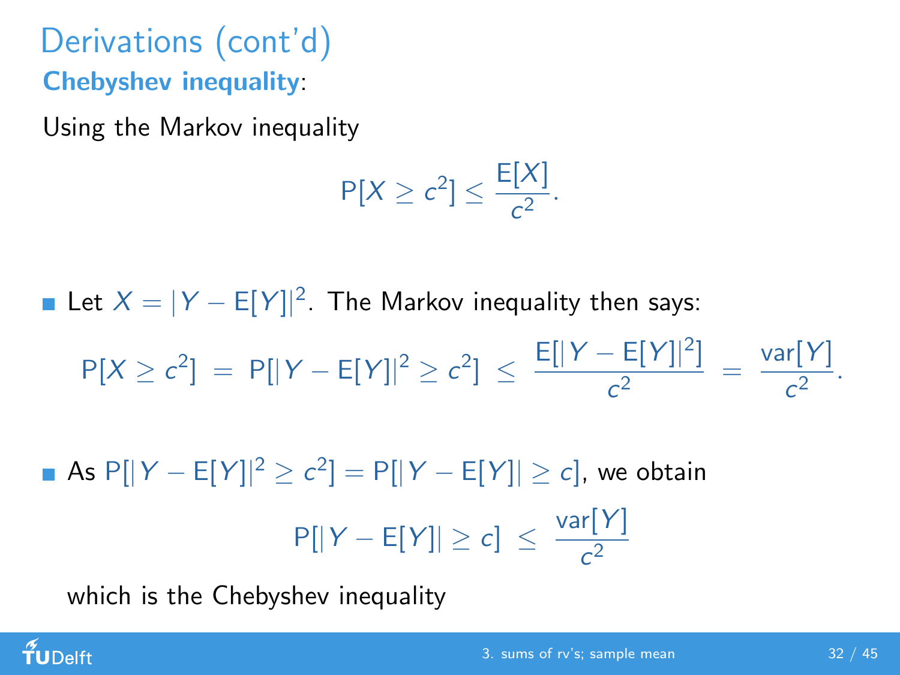# Derivations (cont'd)

**Chebyshev inequality**:

Using the Markov inequality

$$\mathrm{P}[X \geq c^2] \leq \frac{\mathrm{E}[X]}{c^2}.$$

- Let $X = |Y - \mathrm{E}[Y]|^2$. The Markov inequality then says:

$$\mathrm{P}[X \geq c^2] \;=\; \mathrm{P}[|Y - \mathrm{E}[Y]|^2 \geq c^2] \;\leq\; \frac{\mathrm{E}[|Y - \mathrm{E}[Y]|^2]}{c^2} \;=\; \frac{\mathrm{var}[Y]}{c^2}.$$

- As $\mathrm{P}[|Y - \mathrm{E}[Y]|^2 \geq c^2] = \mathrm{P}[|Y - \mathrm{E}[Y]| \geq c]$, we obtain

$$\mathrm{P}[|Y - \mathrm{E}[Y]| \geq c] \;\leq\; \frac{\mathrm{var}[Y]}{c^2}$$

  which is the Chebyshev inequality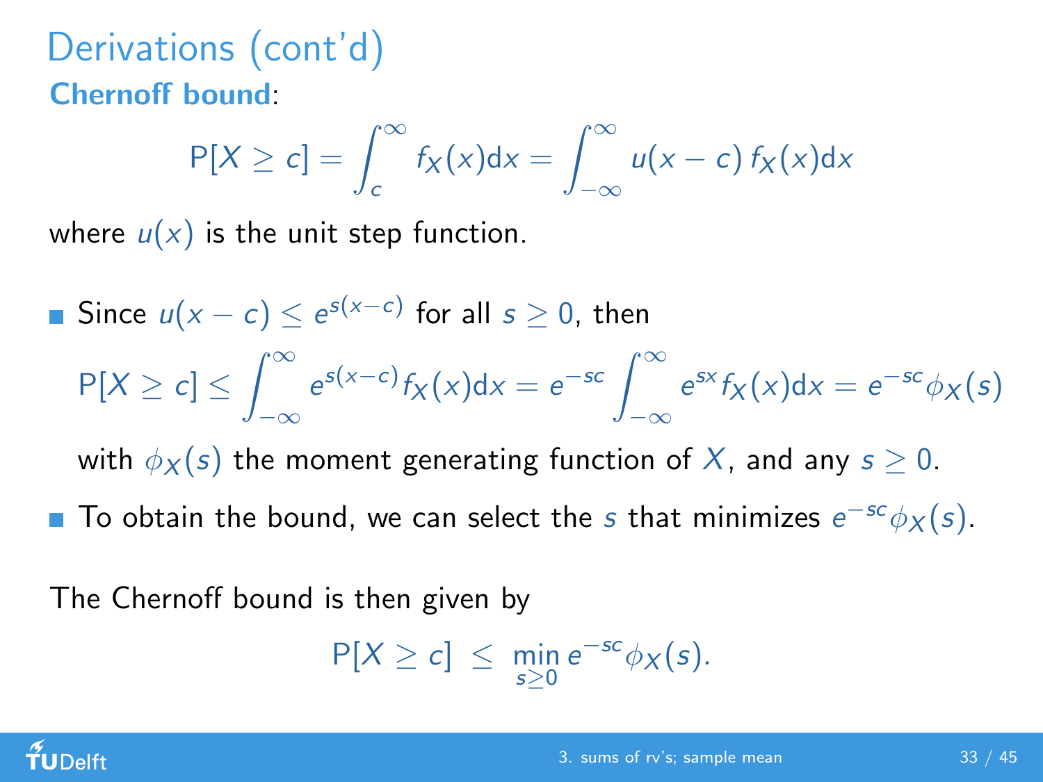# Derivations (cont'd)

**Chernoff bound**:

$$P[X \geq c] = \int_{c}^{\infty} f_X(x)\mathrm{d}x = \int_{-\infty}^{\infty} u(x-c)\, f_X(x)\mathrm{d}x$$

where $u(x)$ is the unit step function.

- Since $u(x-c) \leq e^{s(x-c)}$ for all $s \geq 0$, then

  $$P[X \geq c] \leq \int_{-\infty}^{\infty} e^{s(x-c)} f_X(x)\mathrm{d}x = e^{-sc} \int_{-\infty}^{\infty} e^{sx} f_X(x)\mathrm{d}x = e^{-sc}\phi_X(s)$$

  with $\phi_X(s)$ the moment generating function of $X$, and any $s \geq 0$.

- To obtain the bound, we can select the $s$ that minimizes $e^{-sc}\phi_X(s)$.

The Chernoff bound is then given by

$$P[X \geq c] \;\leq\; \min_{s \geq 0} e^{-sc}\phi_X(s).$$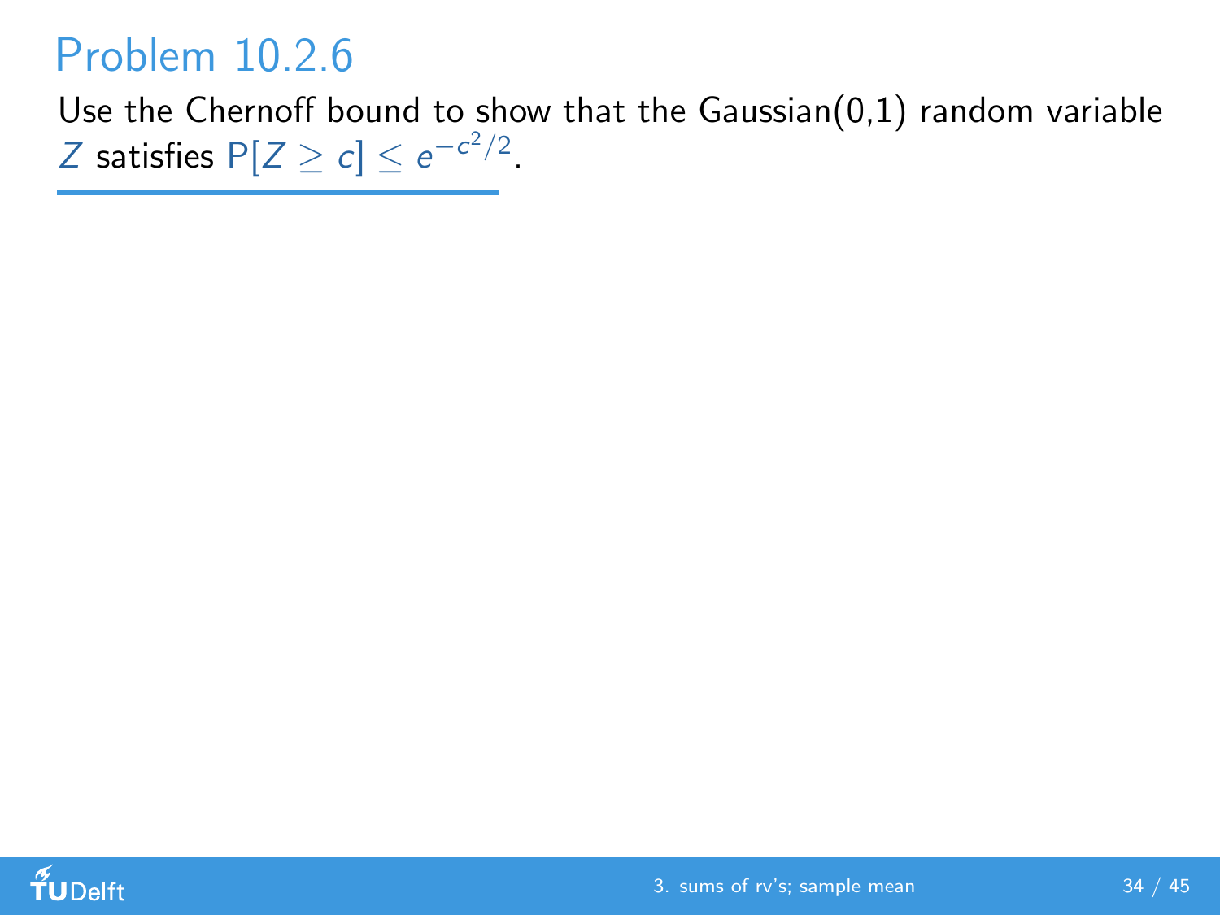# Problem 10.2.6

Use the Chernoff bound to show that the Gaussian(0,1) random variable $Z$ satisfies $\mathrm{P}[Z \geq c] \leq e^{-c^2/2}$.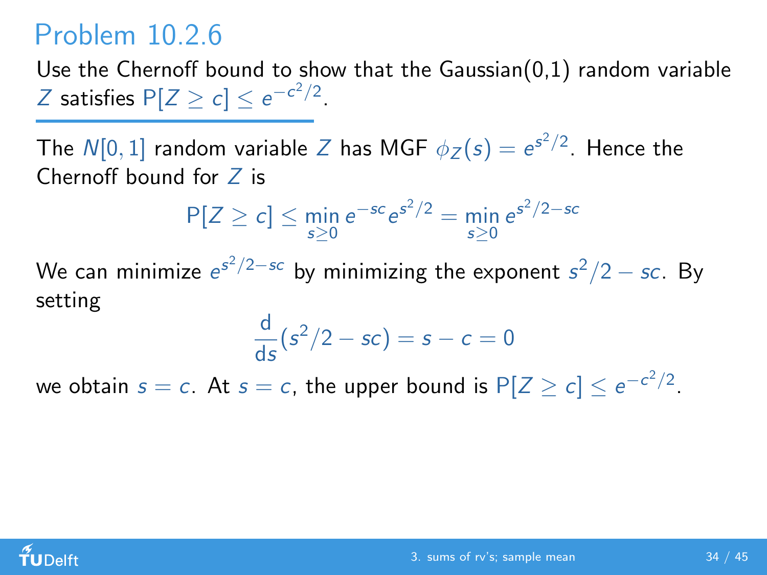# Problem 10.2.6

Use the Chernoff bound to show that the Gaussian(0,1) random variable $Z$ satisfies $\mathrm{P}[Z \geq c] \leq e^{-c^2/2}$.

The $N[0,1]$ random variable $Z$ has MGF $\phi_Z(s) = e^{s^2/2}$. Hence the Chernoff bound for $Z$ is

$$\mathrm{P}[Z \geq c] \leq \min_{s \geq 0} e^{-sc} e^{s^2/2} = \min_{s \geq 0} e^{s^2/2 - sc}$$

We can minimize $e^{s^2/2 - sc}$ by minimizing the exponent $s^2/2 - sc$. By setting

$$\frac{\mathrm{d}}{\mathrm{d}s}(s^2/2 - sc) = s - c = 0$$

we obtain $s = c$. At $s = c$, the upper bound is $\mathrm{P}[Z \geq c] \leq e^{-c^2/2}$.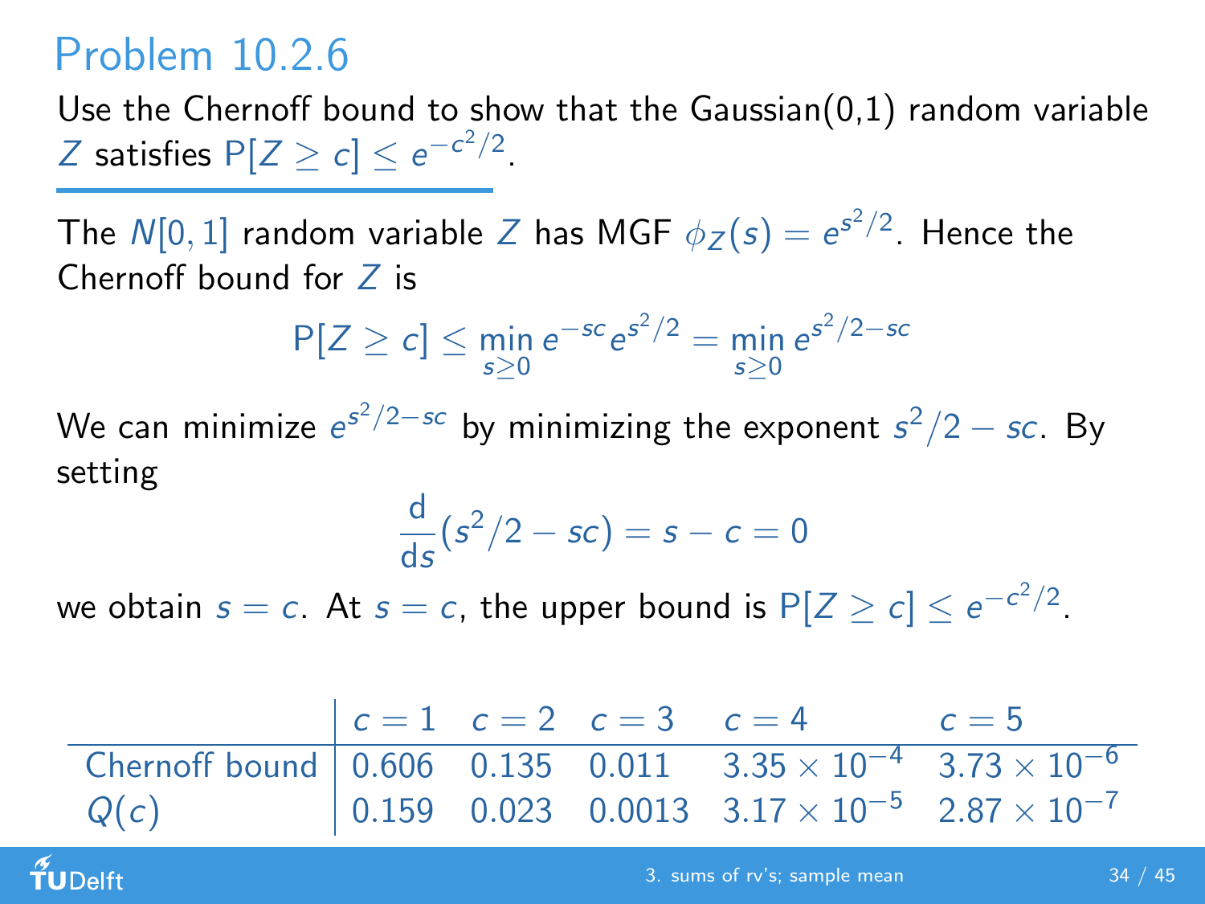# Problem 10.2.6

Use the Chernoff bound to show that the Gaussian(0,1) random variable $Z$ satisfies $P[Z \geq c] \leq e^{-c^2/2}$.

The $N[0,1]$ random variable $Z$ has MGF $\phi_Z(s) = e^{s^2/2}$. Hence the Chernoff bound for $Z$ is

$$P[Z \geq c] \leq \min_{s \geq 0} e^{-sc} e^{s^2/2} = \min_{s \geq 0} e^{s^2/2 - sc}$$

We can minimize $e^{s^2/2 - sc}$ by minimizing the exponent $s^2/2 - sc$. By setting

$$\frac{d}{ds}(s^2/2 - sc) = s - c = 0$$

we obtain $s = c$. At $s = c$, the upper bound is $P[Z \geq c] \leq e^{-c^2/2}$.

| | $c = 1$ | $c = 2$ | $c = 3$ | $c = 4$ | $c = 5$ |
|---|---|---|---|---|---|
| Chernoff bound | 0.606 | 0.135 | 0.011 | $3.35 \times 10^{-4}$ | $3.73 \times 10^{-6}$ |
| $Q(c)$ | 0.159 | 0.023 | 0.0013 | $3.17 \times 10^{-5}$ | $2.87 \times 10^{-7}$ |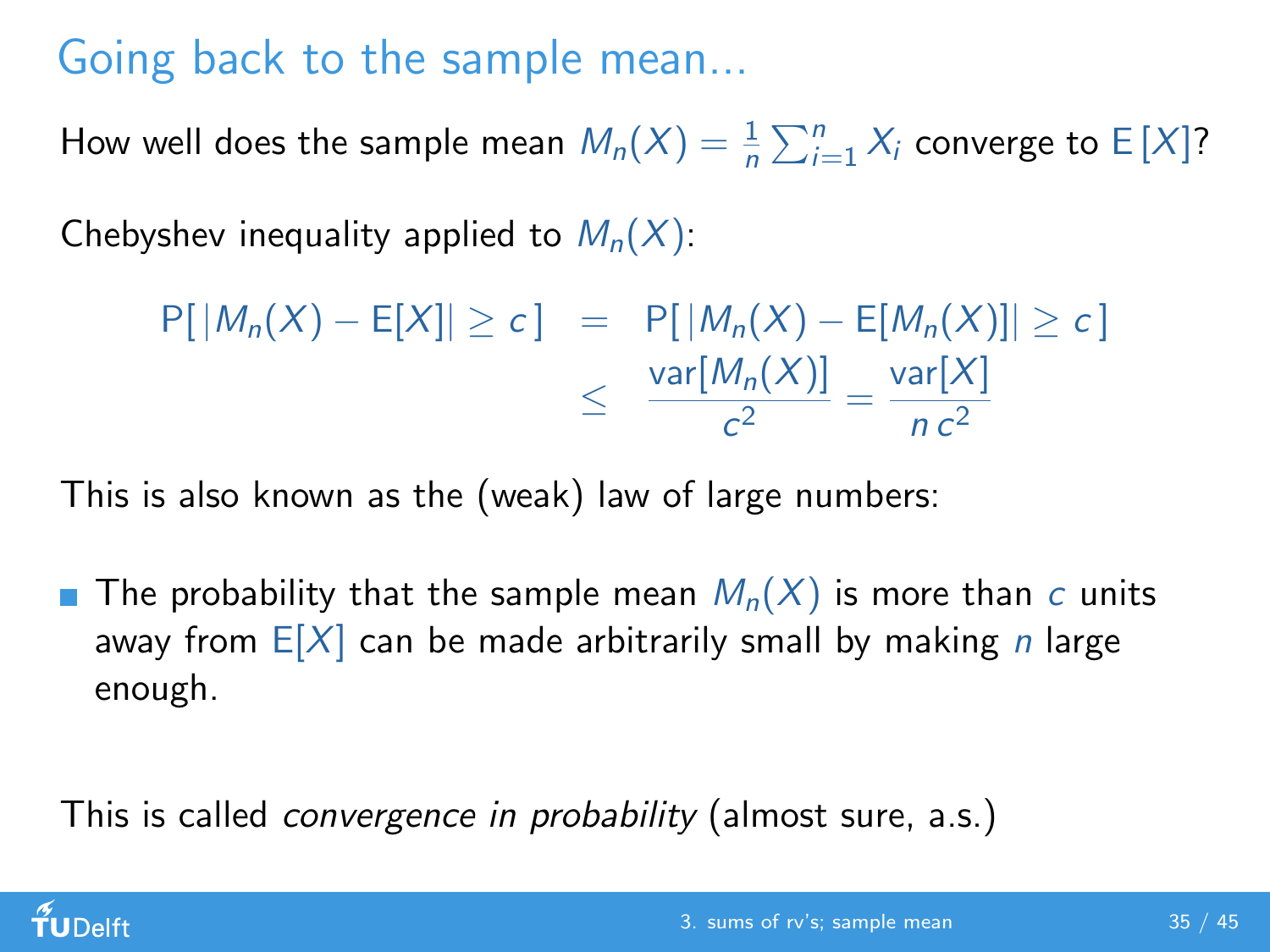# Going back to the sample mean...

How well does the sample mean $M_n(X) = \frac{1}{n}\sum_{i=1}^{n} X_i$ converge to $\mathrm{E}[X]$?

Chebyshev inequality applied to $M_n(X)$:

$$
\begin{aligned}
\mathrm{P}[\,|M_n(X) - \mathrm{E}[X]| \geq c\,] &= \mathrm{P}[\,|M_n(X) - \mathrm{E}[M_n(X)]| \geq c\,] \\
&\leq \frac{\mathrm{var}[M_n(X)]}{c^2} = \frac{\mathrm{var}[X]}{n\,c^2}
\end{aligned}
$$

This is also known as the (weak) law of large numbers:

- The probability that the sample mean $M_n(X)$ is more than $c$ units away from $\mathrm{E}[X]$ can be made arbitrarily small by making $n$ large enough.

This is called *convergence in probability* (almost sure, a.s.)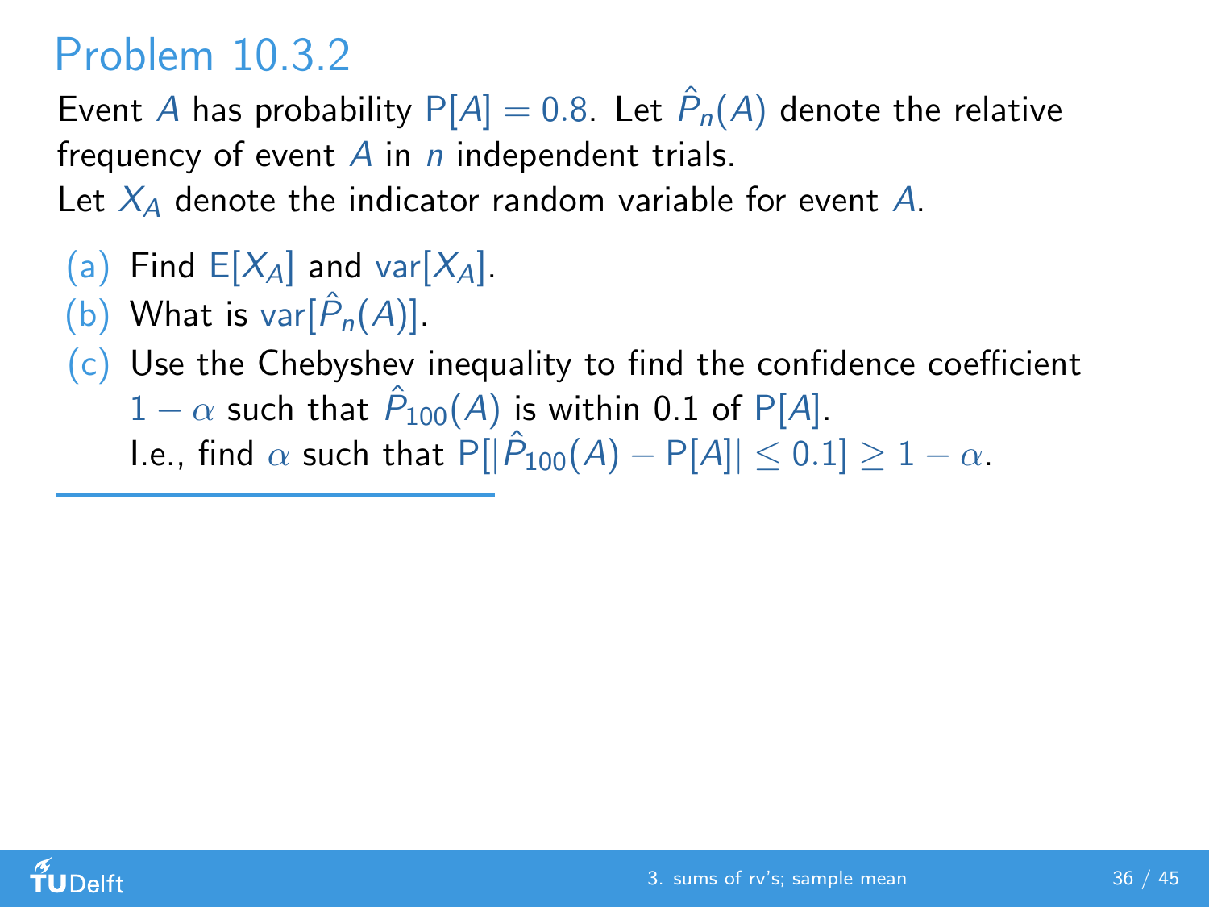# Problem 10.3.2

Event $A$ has probability $\mathrm{P}[A] = 0.8$. Let $\hat{P}_n(A)$ denote the relative frequency of event $A$ in $n$ independent trials.
Let $X_A$ denote the indicator random variable for event $A$.

(a) Find $\mathrm{E}[X_A]$ and $\mathrm{var}[X_A]$.

(b) What is $\mathrm{var}[\hat{P}_n(A)]$.

(c) Use the Chebyshev inequality to find the confidence coefficient $1 - \alpha$ such that $\hat{P}_{100}(A)$ is within 0.1 of $\mathrm{P}[A]$.
I.e., find $\alpha$ such that $\mathrm{P}[|\hat{P}_{100}(A) - \mathrm{P}[A]| \leq 0.1] \geq 1 - \alpha$.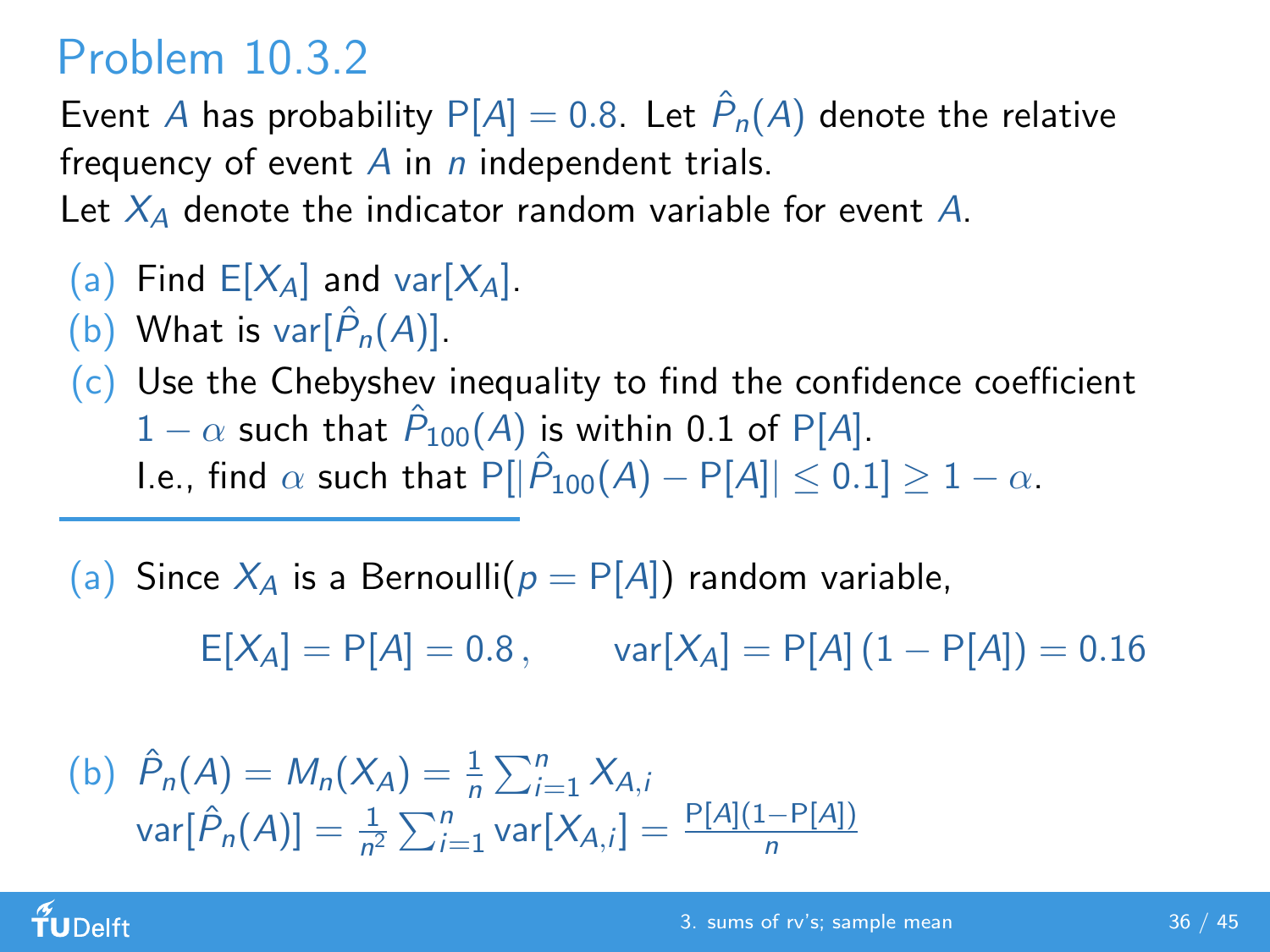# Problem 10.3.2

Event $A$ has probability $\mathrm{P}[A] = 0.8$. Let $\hat{P}_n(A)$ denote the relative frequency of event $A$ in $n$ independent trials.
Let $X_A$ denote the indicator random variable for event $A$.

(a) Find $\mathrm{E}[X_A]$ and $\mathrm{var}[X_A]$.

(b) What is $\mathrm{var}[\hat{P}_n(A)]$.

(c) Use the Chebyshev inequality to find the confidence coefficient $1 - \alpha$ such that $\hat{P}_{100}(A)$ is within 0.1 of $\mathrm{P}[A]$.
I.e., find $\alpha$ such that $\mathrm{P}[|\hat{P}_{100}(A) - \mathrm{P}[A]| \leq 0.1] \geq 1 - \alpha$.

---

(a) Since $X_A$ is a Bernoulli($p = \mathrm{P}[A]$) random variable,

$$\mathrm{E}[X_A] = \mathrm{P}[A] = 0.8\,, \qquad \mathrm{var}[X_A] = \mathrm{P}[A]\,(1 - \mathrm{P}[A]) = 0.16$$

(b) $\hat{P}_n(A) = M_n(X_A) = \frac{1}{n}\sum_{i=1}^{n} X_{A,i}$
$\mathrm{var}[\hat{P}_n(A)] = \frac{1}{n^2}\sum_{i=1}^{n} \mathrm{var}[X_{A,i}] = \frac{\mathrm{P}[A](1-\mathrm{P}[A])}{n}$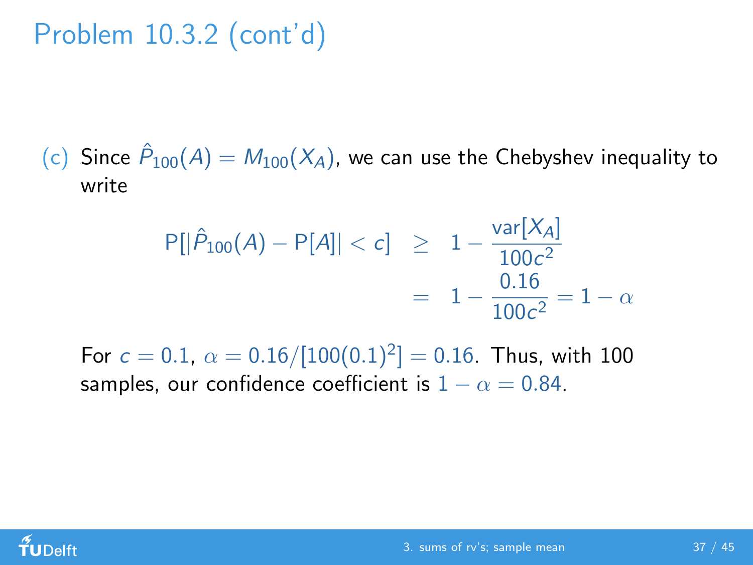# Problem 10.3.2 (cont'd)

(c) Since $\hat{P}_{100}(A) = M_{100}(X_A)$, we can use the Chebyshev inequality to write

$$
\begin{aligned}
\mathrm{P}[|\hat{P}_{100}(A) - \mathrm{P}[A]| < c] &\geq 1 - \frac{\mathrm{var}[X_A]}{100c^2} \\
&= 1 - \frac{0.16}{100c^2} = 1 - \alpha
\end{aligned}
$$

For $c = 0.1$, $\alpha = 0.16/[100(0.1)^2] = 0.16$. Thus, with 100 samples, our confidence coefficient is $1 - \alpha = 0.84$.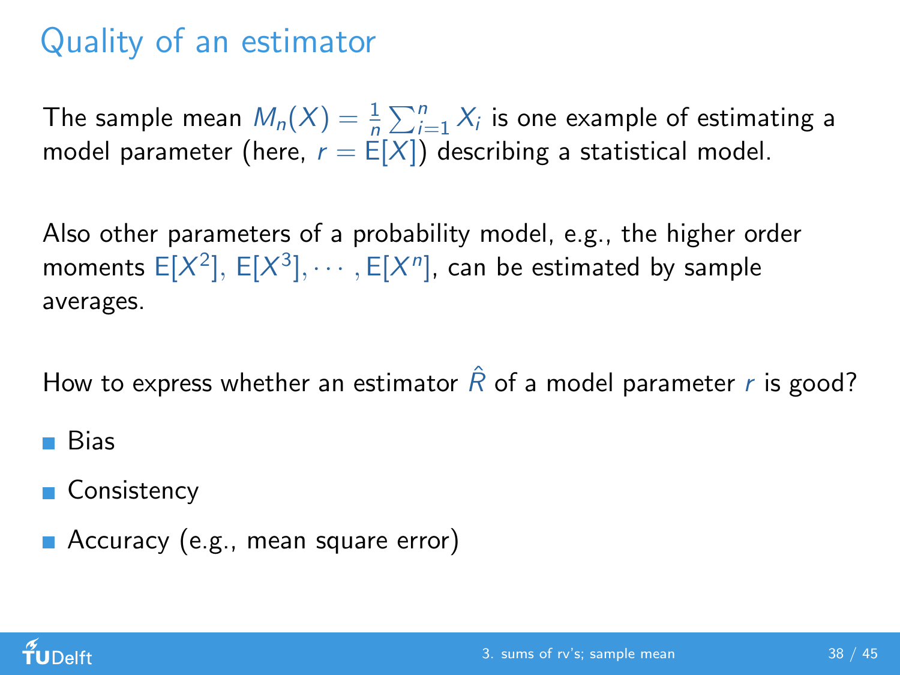# Quality of an estimator

The sample mean $M_n(X) = \frac{1}{n}\sum_{i=1}^{n} X_i$ is one example of estimating a model parameter (here, $r = \mathsf{E}[X]$) describing a statistical model.

Also other parameters of a probability model, e.g., the higher order moments $\mathsf{E}[X^2]$, $\mathsf{E}[X^3], \cdots, \mathsf{E}[X^n]$, can be estimated by sample averages.

How to express whether an estimator $\hat{R}$ of a model parameter $r$ is good?

- Bias
- Consistency
- Accuracy (e.g., mean square error)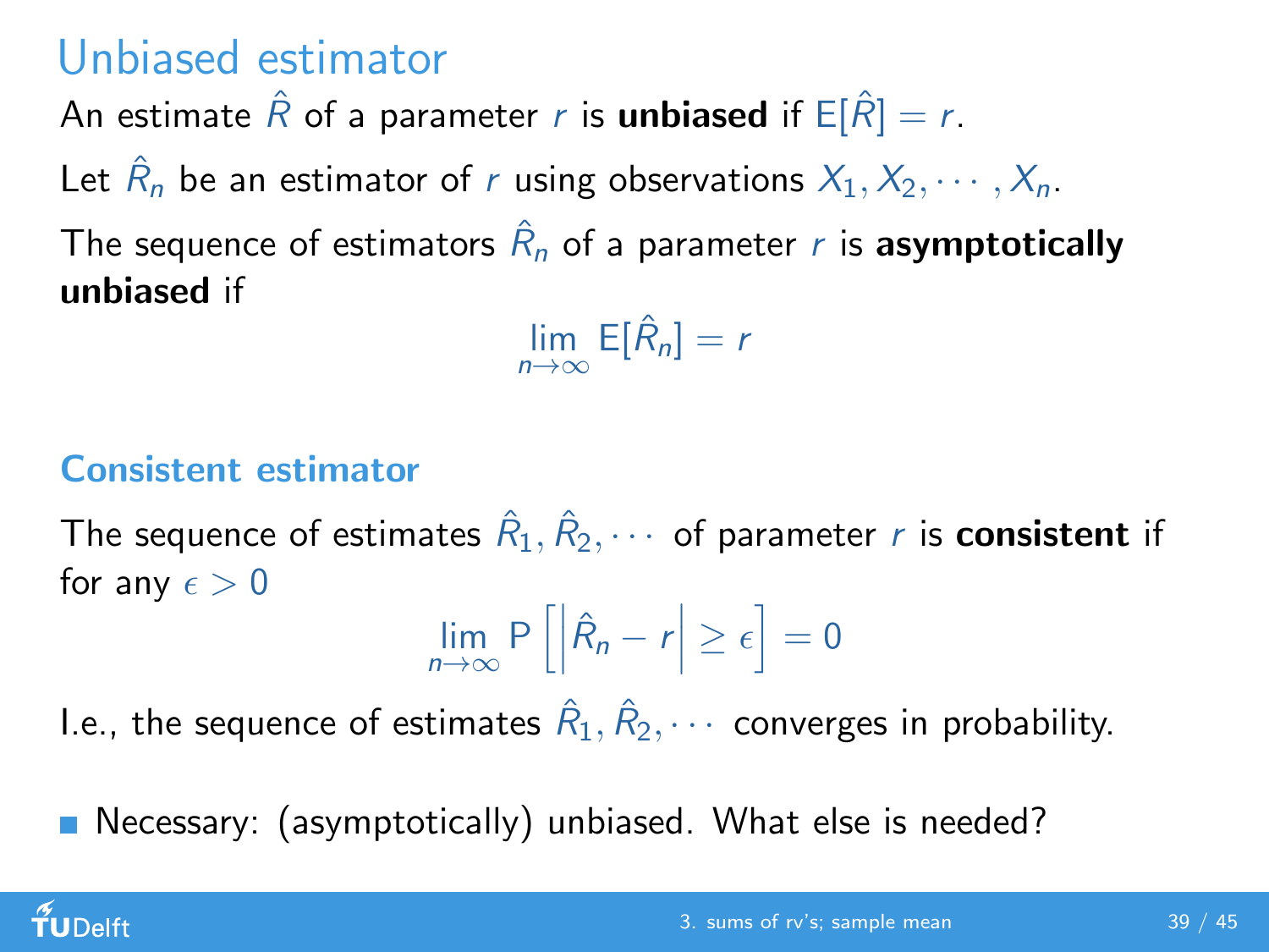# Unbiased estimator

An estimate $\hat{R}$ of a parameter $r$ is **unbiased** if $\mathrm{E}[\hat{R}] = r$.

Let $\hat{R}_n$ be an estimator of $r$ using observations $X_1, X_2, \cdots, X_n$.

The sequence of estimators $\hat{R}_n$ of a parameter $r$ is **asymptotically unbiased** if

$$\lim_{n \to \infty} \mathrm{E}[\hat{R}_n] = r$$

### Consistent estimator

The sequence of estimates $\hat{R}_1, \hat{R}_2, \cdots$ of parameter $r$ is **consistent** if for any $\epsilon > 0$

$$\lim_{n \to \infty} \mathrm{P}\left[\left|\hat{R}_n - r\right| \geq \epsilon\right] = 0$$

I.e., the sequence of estimates $\hat{R}_1, \hat{R}_2, \cdots$ converges in probability.

- Necessary: (asymptotically) unbiased. What else is needed?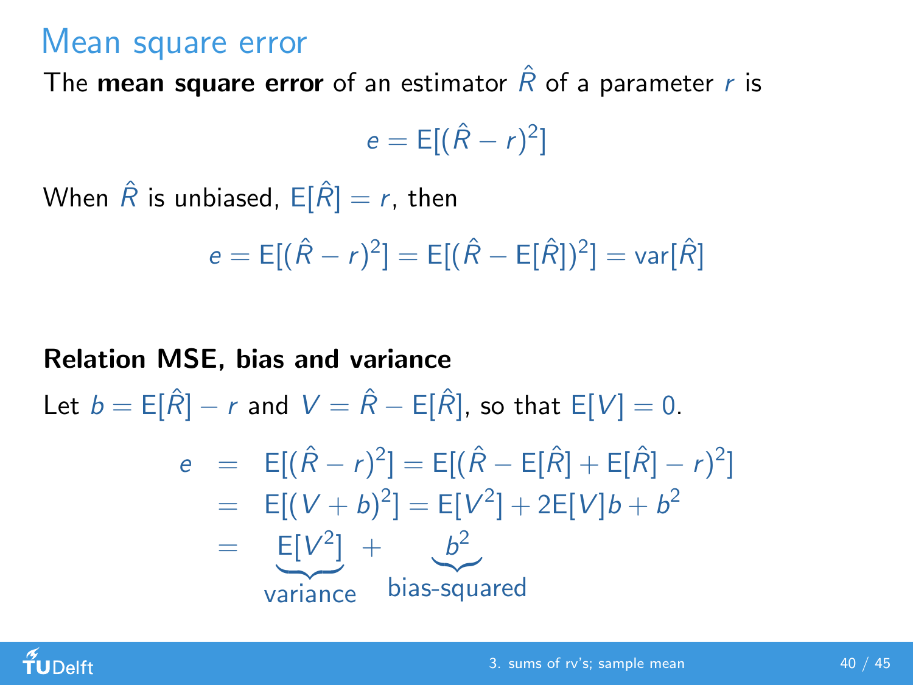# Mean square error

The **mean square error** of an estimator $\hat{R}$ of a parameter $r$ is

$$e = \mathrm{E}[(\hat{R} - r)^2]$$

When $\hat{R}$ is unbiased, $\mathrm{E}[\hat{R}] = r$, then

$$e = \mathrm{E}[(\hat{R} - r)^2] = \mathrm{E}[(\hat{R} - \mathrm{E}[\hat{R}])^2] = \mathrm{var}[\hat{R}]$$

**Relation MSE, bias and variance**

Let $b = \mathrm{E}[\hat{R}] - r$ and $V = \hat{R} - \mathrm{E}[\hat{R}]$, so that $\mathrm{E}[V] = 0$.

$$\begin{aligned}
e &= \mathrm{E}[(\hat{R} - r)^2] = \mathrm{E}[(\hat{R} - \mathrm{E}[\hat{R}] + \mathrm{E}[\hat{R}] - r)^2] \\
&= \mathrm{E}[(V + b)^2] = \mathrm{E}[V^2] + 2\mathrm{E}[V]b + b^2 \\
&= \underbrace{\mathrm{E}[V^2]}_{\text{variance}} + \underbrace{b^2}_{\text{bias-squared}}
\end{aligned}$$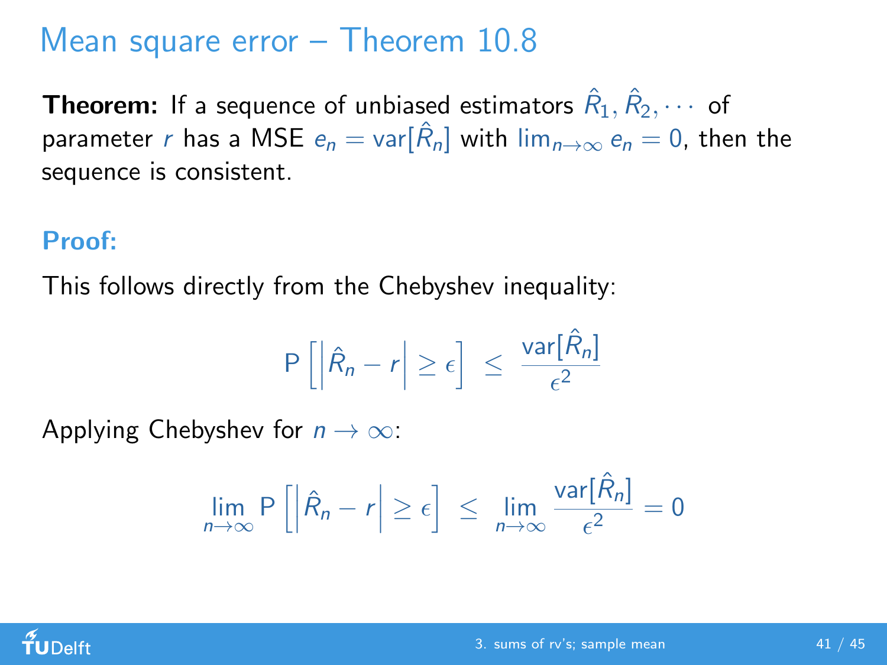# Mean square error – Theorem 10.8

**Theorem:** If a sequence of unbiased estimators $\hat{R}_1, \hat{R}_2, \cdots$ of parameter $r$ has a MSE $e_n = \text{var}[\hat{R}_n]$ with $\lim_{n\to\infty} e_n = 0$, then the sequence is consistent.

**Proof:**

This follows directly from the Chebyshev inequality:

$$\text{P}\left[\left|\hat{R}_n - r\right| \geq \epsilon\right] \;\leq\; \frac{\text{var}[\hat{R}_n]}{\epsilon^2}$$

Applying Chebyshev for $n \to \infty$:

$$\lim_{n\to\infty} \text{P}\left[\left|\hat{R}_n - r\right| \geq \epsilon\right] \;\leq\; \lim_{n\to\infty} \frac{\text{var}[\hat{R}_n]}{\epsilon^2} = 0$$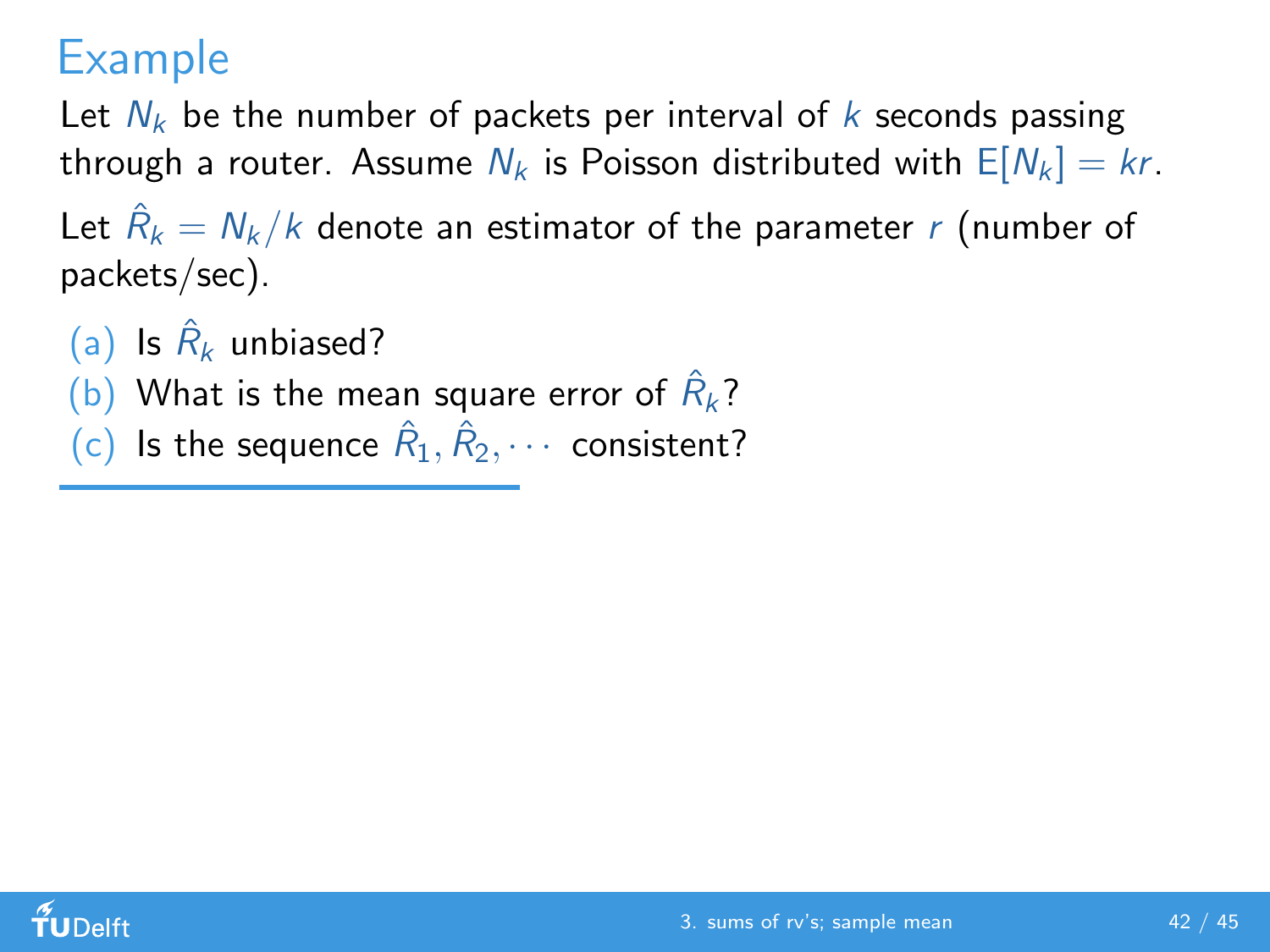# Example

Let $N_k$ be the number of packets per interval of $k$ seconds passing through a router. Assume $N_k$ is Poisson distributed with $\mathrm{E}[N_k] = kr$.

Let $\hat{R}_k = N_k/k$ denote an estimator of the parameter $r$ (number of packets/sec).

(a) Is $\hat{R}_k$ unbiased?

(b) What is the mean square error of $\hat{R}_k$?

(c) Is the sequence $\hat{R}_1, \hat{R}_2, \cdots$ consistent?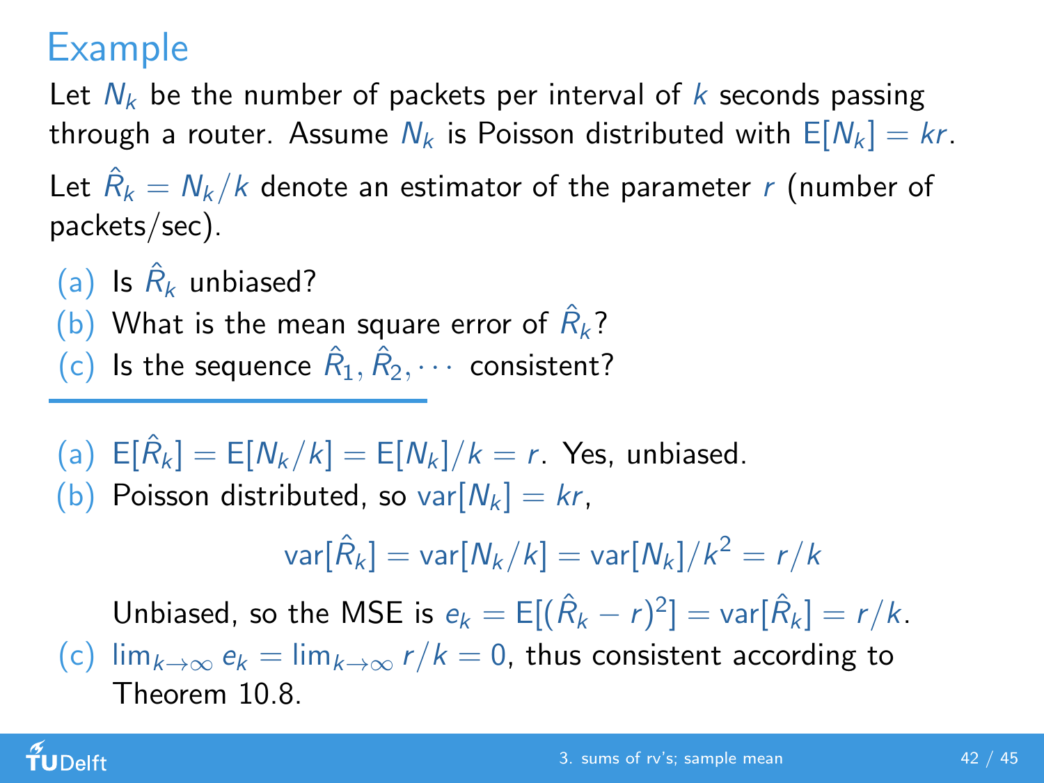# Example

Let $N_k$ be the number of packets per interval of $k$ seconds passing through a router. Assume $N_k$ is Poisson distributed with $\mathrm{E}[N_k] = kr$.

Let $\hat{R}_k = N_k/k$ denote an estimator of the parameter $r$ (number of packets/sec).

(a) Is $\hat{R}_k$ unbiased?

(b) What is the mean square error of $\hat{R}_k$?

(c) Is the sequence $\hat{R}_1, \hat{R}_2, \cdots$ consistent?

---

(a) $\mathrm{E}[\hat{R}_k] = \mathrm{E}[N_k/k] = \mathrm{E}[N_k]/k = r$. Yes, unbiased.

(b) Poisson distributed, so $\mathrm{var}[N_k] = kr$,

$$\mathrm{var}[\hat{R}_k] = \mathrm{var}[N_k/k] = \mathrm{var}[N_k]/k^2 = r/k$$

Unbiased, so the MSE is $e_k = \mathrm{E}[(\hat{R}_k - r)^2] = \mathrm{var}[\hat{R}_k] = r/k$.

(c) $\lim_{k\to\infty} e_k = \lim_{k\to\infty} r/k = 0$, thus consistent according to Theorem 10.8.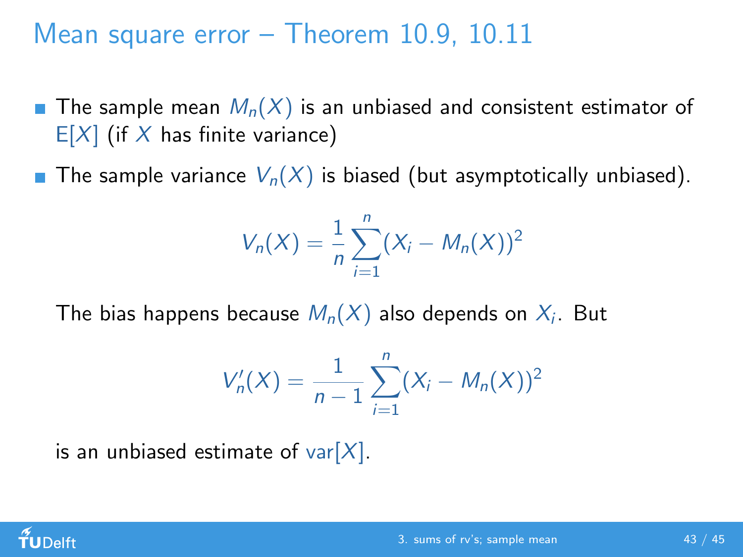# Mean square error – Theorem 10.9, 10.11

- The sample mean $M_n(X)$ is an unbiased and consistent estimator of $\mathrm{E}[X]$ (if $X$ has finite variance)
- The sample variance $V_n(X)$ is biased (but asymptotically unbiased).

$$V_n(X) = \frac{1}{n} \sum_{i=1}^{n} (X_i - M_n(X))^2$$

The bias happens because $M_n(X)$ also depends on $X_i$. But

$$V_n'(X) = \frac{1}{n-1} \sum_{i=1}^{n} (X_i - M_n(X))^2$$

is an unbiased estimate of $\mathrm{var}[X]$.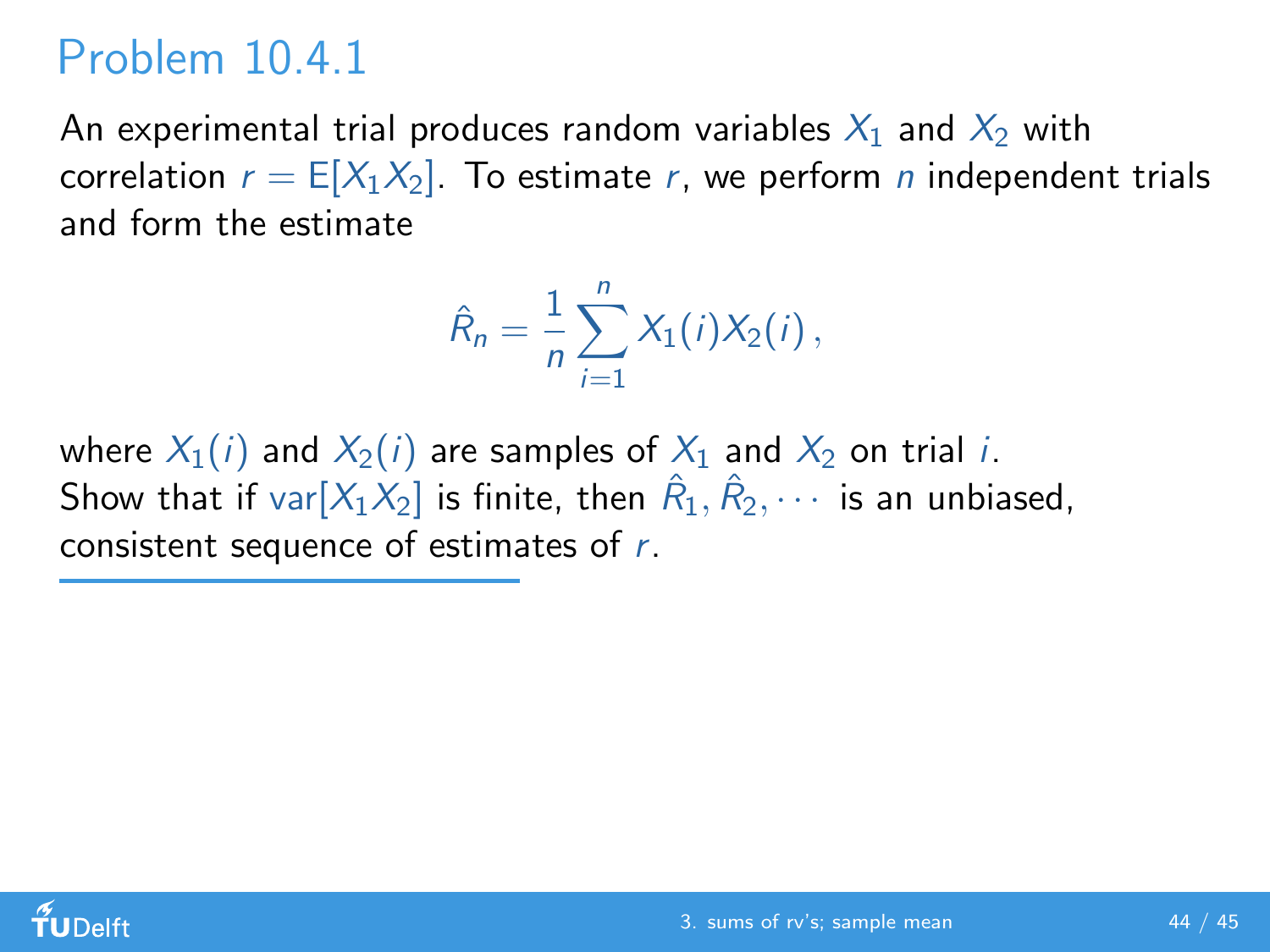# Problem 10.4.1

An experimental trial produces random variables $X_1$ and $X_2$ with correlation $r = \mathrm{E}[X_1 X_2]$. To estimate $r$, we perform $n$ independent trials and form the estimate

$$\hat{R}_n = \frac{1}{n} \sum_{i=1}^{n} X_1(i) X_2(i) \,,$$

where $X_1(i)$ and $X_2(i)$ are samples of $X_1$ and $X_2$ on trial $i$.
Show that if $\mathrm{var}[X_1 X_2]$ is finite, then $\hat{R}_1, \hat{R}_2, \cdots$ is an unbiased, consistent sequence of estimates of $r$.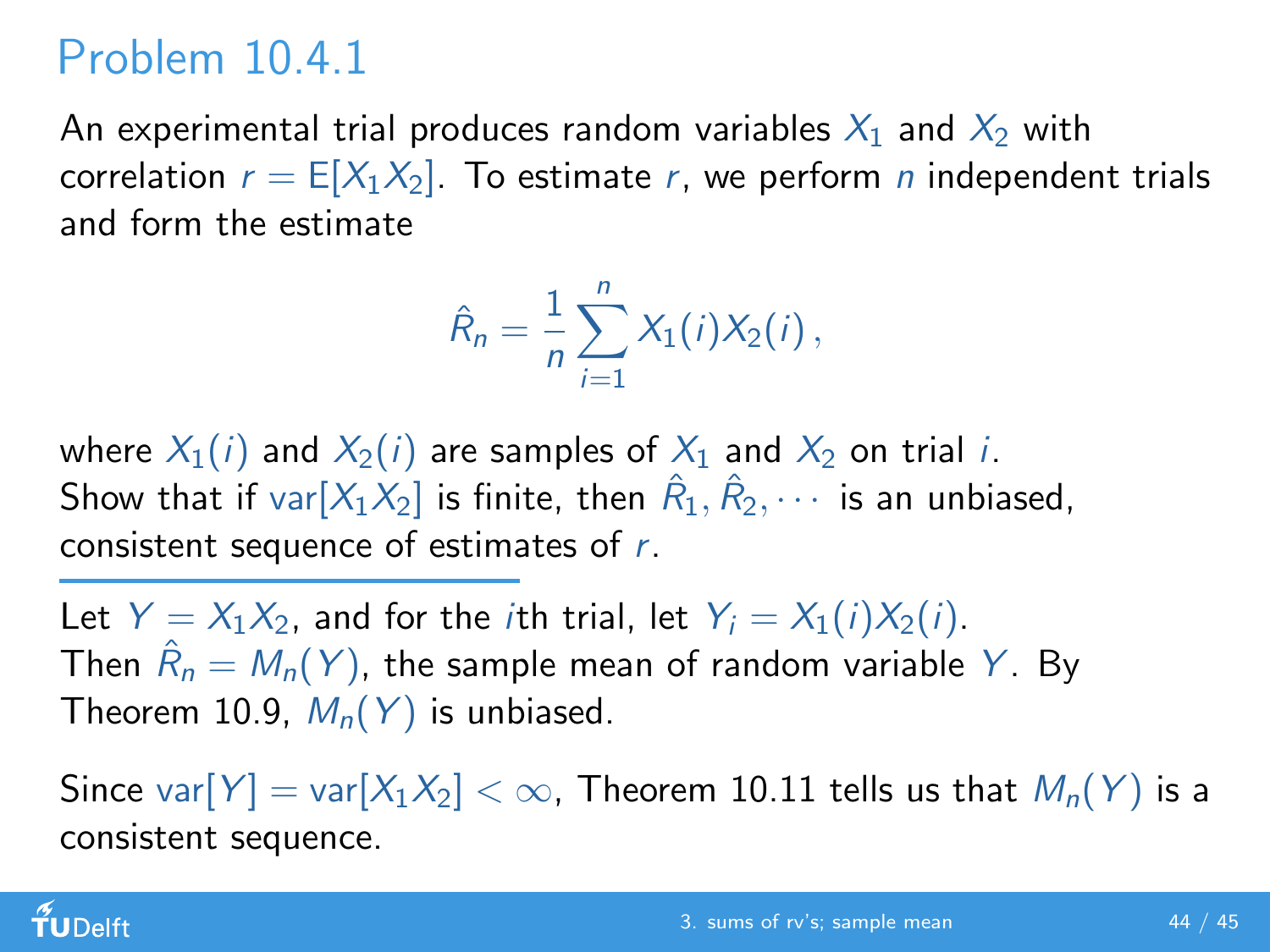# Problem 10.4.1

An experimental trial produces random variables $X_1$ and $X_2$ with correlation $r = \mathrm{E}[X_1 X_2]$. To estimate $r$, we perform $n$ independent trials and form the estimate

$$\hat{R}_n = \frac{1}{n} \sum_{i=1}^{n} X_1(i) X_2(i) \,,$$

where $X_1(i)$ and $X_2(i)$ are samples of $X_1$ and $X_2$ on trial $i$. Show that if $\mathrm{var}[X_1 X_2]$ is finite, then $\hat{R}_1, \hat{R}_2, \cdots$ is an unbiased, consistent sequence of estimates of $r$.

---

Let $Y = X_1 X_2$, and for the $i$th trial, let $Y_i = X_1(i) X_2(i)$. Then $\hat{R}_n = M_n(Y)$, the sample mean of random variable $Y$. By Theorem 10.9, $M_n(Y)$ is unbiased.

Since $\mathrm{var}[Y] = \mathrm{var}[X_1 X_2] < \infty$, Theorem 10.11 tells us that $M_n(Y)$ is a consistent sequence.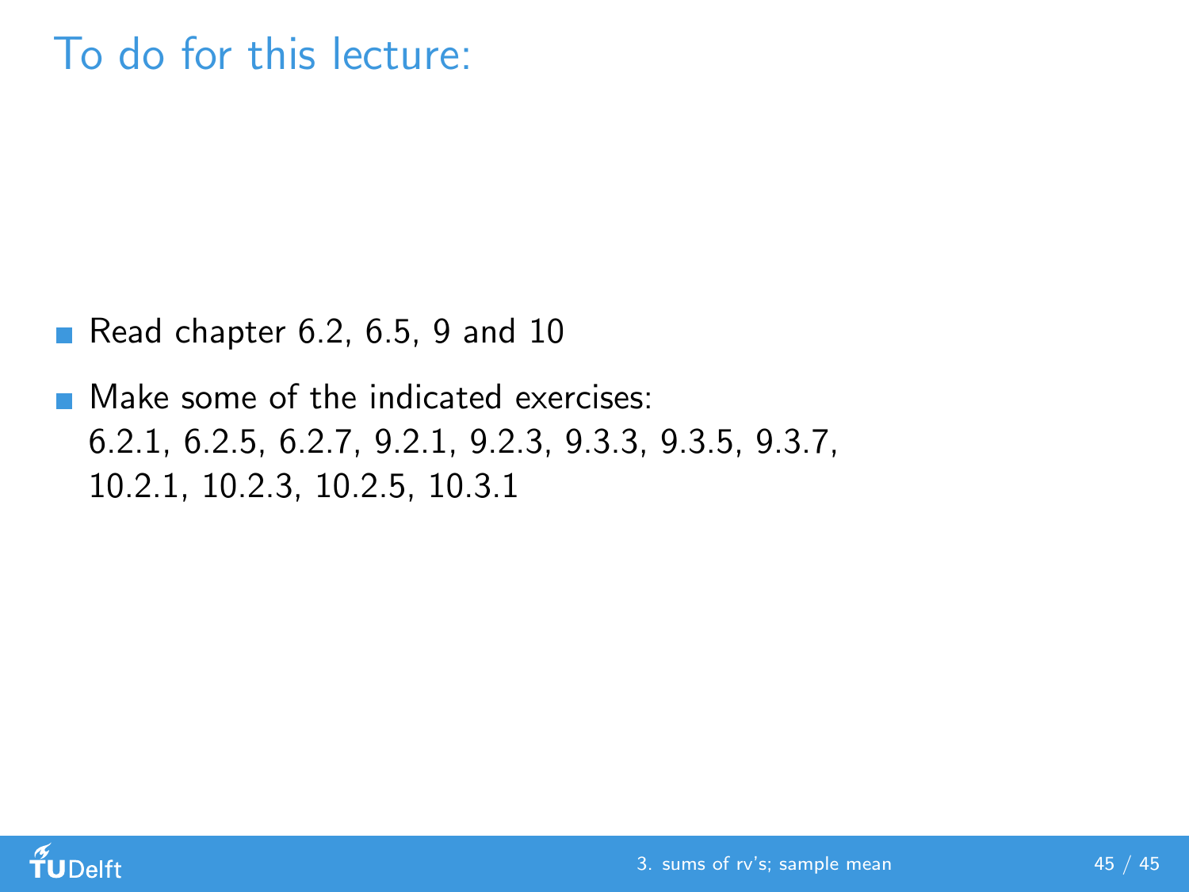# To do for this lecture:

- Read chapter 6.2, 6.5, 9 and 10
- Make some of the indicated exercises:
  6.2.1, 6.2.5, 6.2.7, 9.2.1, 9.2.3, 9.3.3, 9.3.5, 9.3.7,
  10.2.1, 10.2.3, 10.2.5, 10.3.1